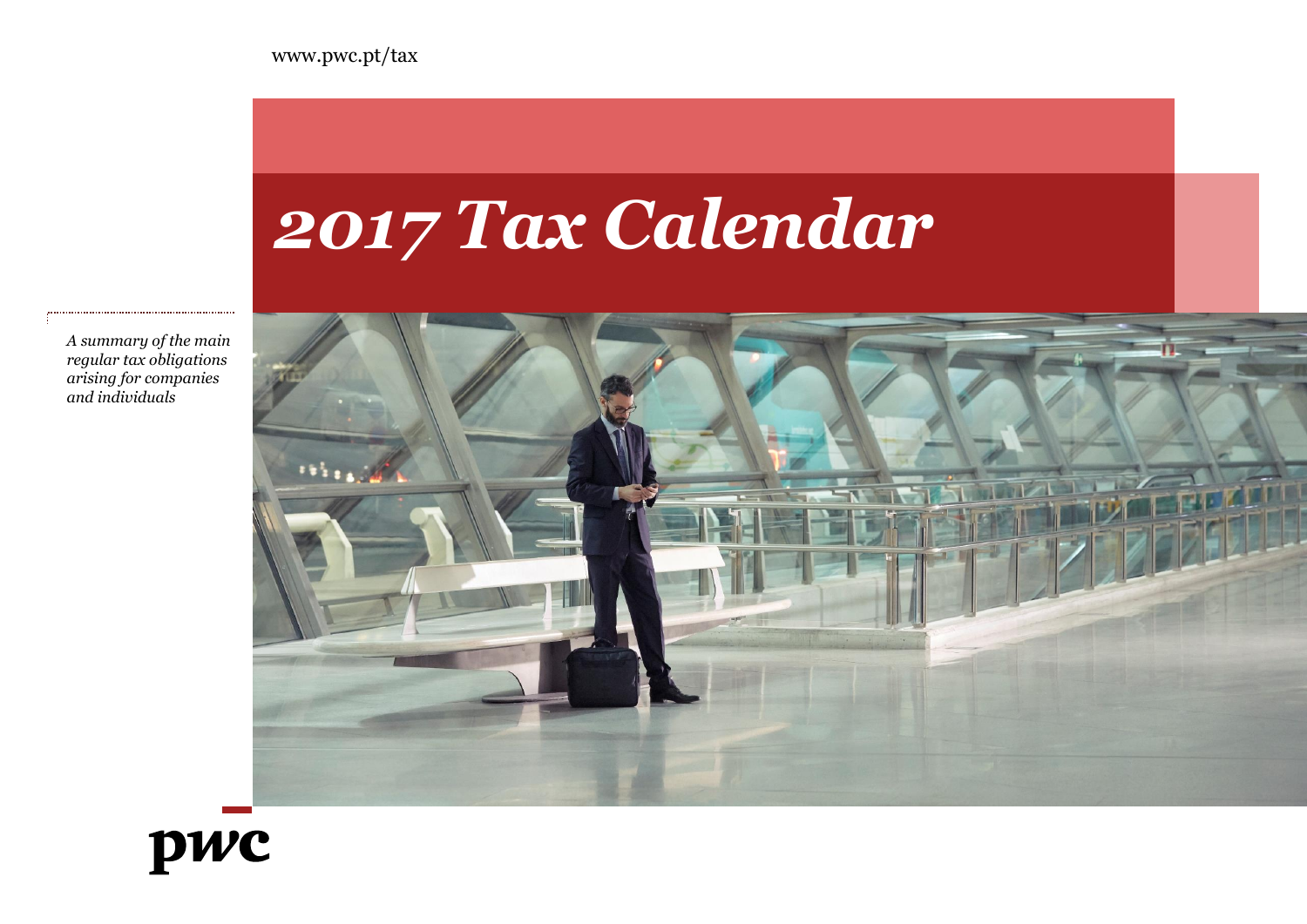www.pwc.pt/tax

# *2017 Tax Calendar*

*A summary of the main regular tax obligations arising for companies and individuals*

pwc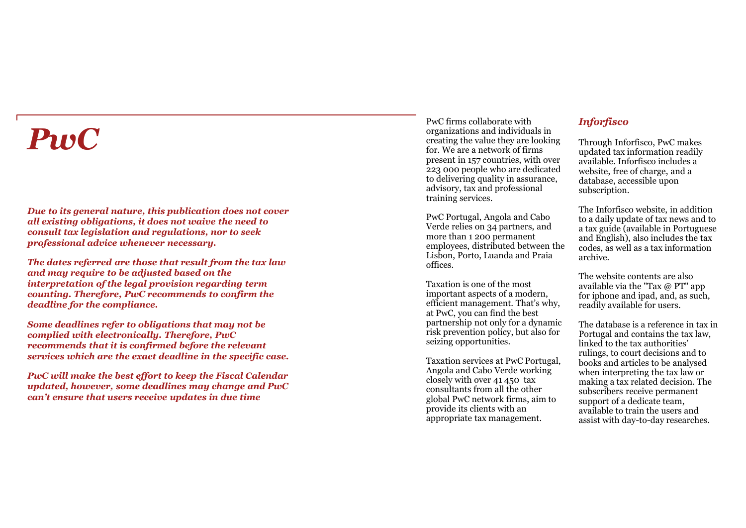# PwC

***Due to its general nature, this publication does not cover all existing obligations, it does not waive the need to consult tax legislation and regulations, nor to seek professional advice whenever necessary.***

***The dates referred are those that result from the tax law and may require to be adjusted based on the interpretation of the legal provision regarding term counting. Therefore, PwC recommends to confirm the deadline for the compliance.***

***Some deadlines refer to obligations that may not be complied with electronically. Therefore, PwC recommends that it is confirmed before the relevant services which are the exact deadline in the specific case.***

***PwC will make the best effort to keep the Fiscal Calendar updated, however, some deadlines may change and PwC can't ensure that users receive updates in due time***

PwC firms collaborate with organizations and individuals in creating the value they are looking for. We are a network of firms present in 157 countries, with over 223 000 people who are dedicated to delivering quality in assurance, advisory, tax and professional training services.

PwC Portugal, Angola and Cabo Verde relies on 34 partners, and more than 1 200 permanent employees, distributed between the Lisbon, Porto, Luanda and Praia offices.

Taxation is one of the most important aspects of a modern, efficient management. That's why, at PwC, you can find the best partnership not only for a dynamic risk prevention policy, but also for seizing opportunities.

Taxation services at PwC Portugal, Angola and Cabo Verde working closely with over 41 450 tax consultants from all the other global PwC network firms, aim to provide its clients with an appropriate tax management.

## *Inforfisco*

Through Inforfisco, PwC makes updated tax information readily available. Inforfisco includes a website, free of charge, and a database, accessible upon subscription.

The Inforfisco website, in addition to a daily update of tax news and to a tax guide (available in Portuguese and English), also includes the tax codes, as well as a tax information archive.

The website contents are also available via the "Tax @ PT" app for iphone and ipad, and, as such, readily available for users.

The database is a reference in tax in Portugal and contains the tax law, linked to the tax authorities' rulings, to court decisions and to books and articles to be analysed when interpreting the tax law or making a tax related decision. The subscribers receive permanent support of a dedicate team, available to train the users and assist with day-to-day researches.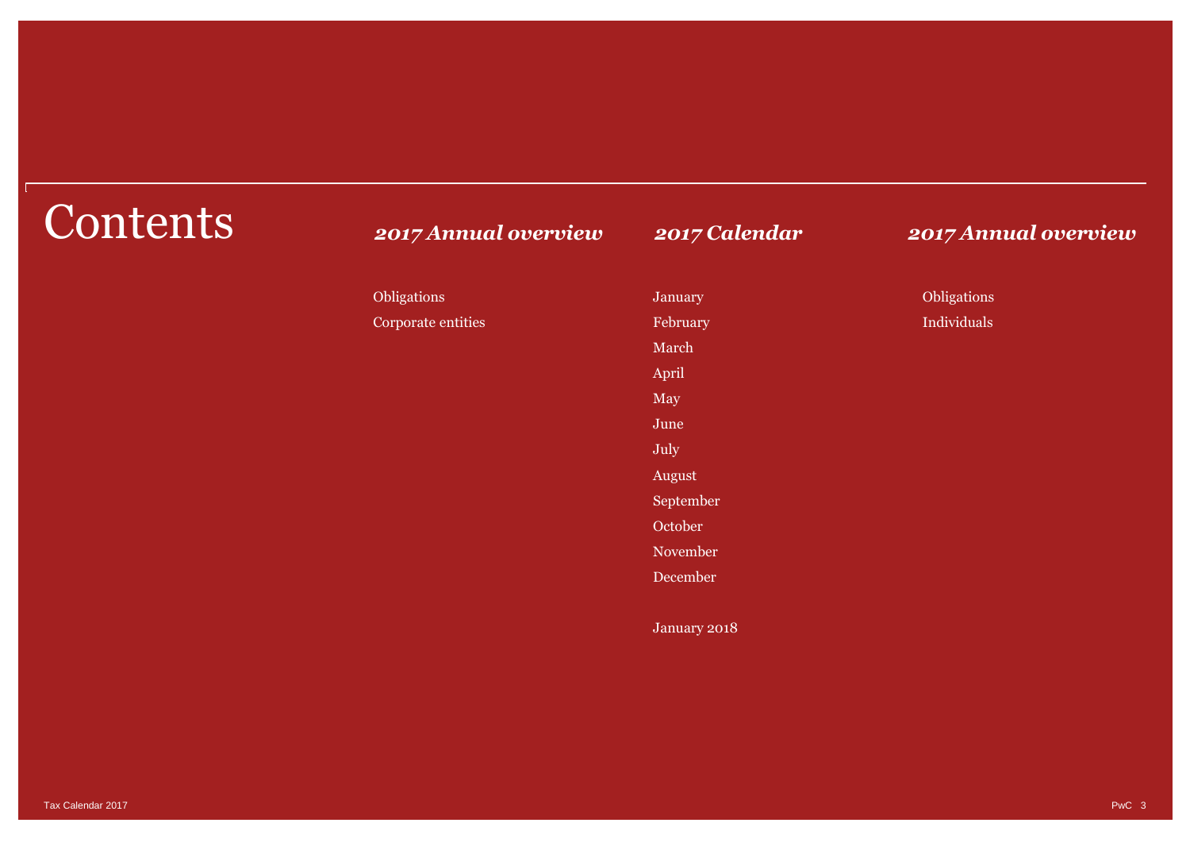# Contents

### *2017 Annual overview*

Obligations

Corporate entities

### *2017 Calendar*

January

February

March

April

May

June

July

August

September

October

November

December

January 2018

### *2017 Annual overview*

Obligations

Individuals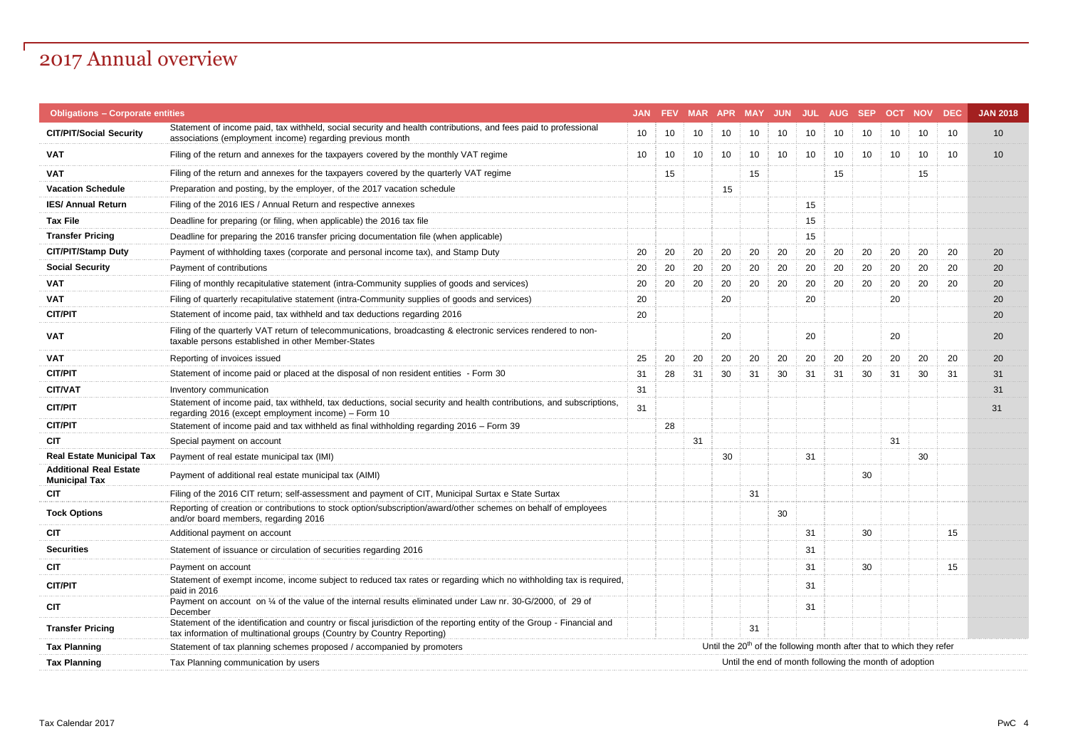# 2017 Annual overview

| Obligations – Corporate entities | | JAN | FEV | MAR | APR | MAY | JUN | JUL | AUG | SEP | OCT | NOV | DEC | JAN 2018 |
|---|---|---|---|---|---|---|---|---|---|---|---|---|---|---|
| **CIT/PIT/Social Security** | Statement of income paid, tax withheld, social security and health contributions, and fees paid to professional associations (employment income) regarding previous month | 10 | 10 | 10 | 10 | 10 | 10 | 10 | 10 | 10 | 10 | 10 | 10 | 10 |
| **VAT** | Filing of the return and annexes for the taxpayers covered by the monthly VAT regime | 10 | 10 | 10 | 10 | 10 | 10 | 10 | 10 | 10 | 10 | 10 | 10 | 10 |
| **VAT** | Filing of the return and annexes for the taxpayers covered by the quarterly VAT regime | | 15 | | | 15 | | | 15 | | | 15 | | |
| **Vacation Schedule** | Preparation and posting, by the employer, of the 2017 vacation schedule | | | | 15 | | | | | | | | | |
| **IES/ Annual Return** | Filing of the 2016 IES / Annual Return and respective annexes | | | | | | | 15 | | | | | | |
| **Tax File** | Deadline for preparing (or filing, when applicable) the 2016 tax file | | | | | | | 15 | | | | | | |
| **Transfer Pricing** | Deadline for preparing the 2016 transfer pricing documentation file (when applicable) | | | | | | | 15 | | | | | | |
| **CIT/PIT/Stamp Duty** | Payment of withholding taxes (corporate and personal income tax), and Stamp Duty | 20 | 20 | 20 | 20 | 20 | 20 | 20 | 20 | 20 | 20 | 20 | 20 | 20 |
| **Social Security** | Payment of contributions | 20 | 20 | 20 | 20 | 20 | 20 | 20 | 20 | 20 | 20 | 20 | 20 | 20 |
| **VAT** | Filing of monthly recapitulative statement (intra-Community supplies of goods and services) | 20 | 20 | 20 | 20 | 20 | 20 | 20 | 20 | 20 | 20 | 20 | 20 | 20 |
| **VAT** | Filing of quarterly recapitulative statement (intra-Community supplies of goods and services) | 20 | | | 20 | | | 20 | | | 20 | | | 20 |
| **CIT/PIT** | Statement of income paid, tax withheld and tax deductions regarding 2016 | 20 | | | | | | | | | | | | 20 |
| **VAT** | Filing of the quarterly VAT return of telecommunications, broadcasting & electronic services rendered to non-taxable persons established in other Member-States | | | | 20 | | | 20 | | | 20 | | | 20 |
| **VAT** | Reporting of invoices issued | 25 | 20 | 20 | 20 | 20 | 20 | 20 | 20 | 20 | 20 | 20 | 20 | 20 |
| **CIT/PIT** | Statement of income paid or placed at the disposal of non resident entities - Form 30 | 31 | 28 | 31 | 30 | 31 | 30 | 31 | 31 | 30 | 31 | 30 | 31 | 31 |
| **CIT/VAT** | Inventory communication | 31 | | | | | | | | | | | | 31 |
| **CIT/PIT** | Statement of income paid, tax withheld, tax deductions, social security and health contributions, and subscriptions, regarding 2016 (except employment income) – Form 10 | 31 | | | | | | | | | | | | 31 |
| **CIT/PIT** | Statement of income paid and tax withheld as final withholding regarding 2016 – Form 39 | | 28 | | | | | | | | | | | |
| **CIT** | Special payment on account | | | 31 | | | | | | | 31 | | | |
| **Real Estate Municipal Tax** | Payment of real estate municipal tax (IMI) | | | | 30 | | | 31 | | | | 30 | | |
| **Additional Real Estate Municipal Tax** | Payment of additional real estate municipal tax (AIMI) | | | | | | | | | 30 | | | | |
| **CIT** | Filing of the 2016 CIT return; self-assessment and payment of CIT, Municipal Surtax e State Surtax | | | | | 31 | | | | | | | | |
| **Tock Options** | Reporting of creation or contributions to stock option/subscription/award/other schemes on behalf of employees and/or board members, regarding 2016 | | | | | | 30 | | | | | | | |
| **CIT** | Additional payment on account | | | | | | | 31 | | 30 | | | 15 | |
| **Securities** | Statement of issuance or circulation of securities regarding 2016 | | | | | | | 31 | | | | | | |
| **CIT** | Payment on account | | | | | | | 31 | | 30 | | | 15 | |
| **CIT/PIT** | Statement of exempt income, income subject to reduced tax rates or regarding which no withholding tax is required, paid in 2016 | | | | | | | 31 | | | | | | |
| **CIT** | Payment on account on ¼ of the value of the internal results eliminated under Law nr. 30-G/2000, of 29 of December | | | | | | | 31 | | | | | | |
| **Transfer Pricing** | Statement of the identification and country or fiscal jurisdiction of the reporting entity of the Group - Financial and tax information of multinational groups (Country by Country Reporting) | | | | | 31 | | | | | | | | |
| **Tax Planning** | Statement of tax planning schemes proposed / accompanied by promoters | Until the 20th of the following month after that to which they refer | | | | | | | | | | | | |
| **Tax Planning** | Tax Planning communication by users | Until the end of month following the month of adoption | | | | | | | | | | | | |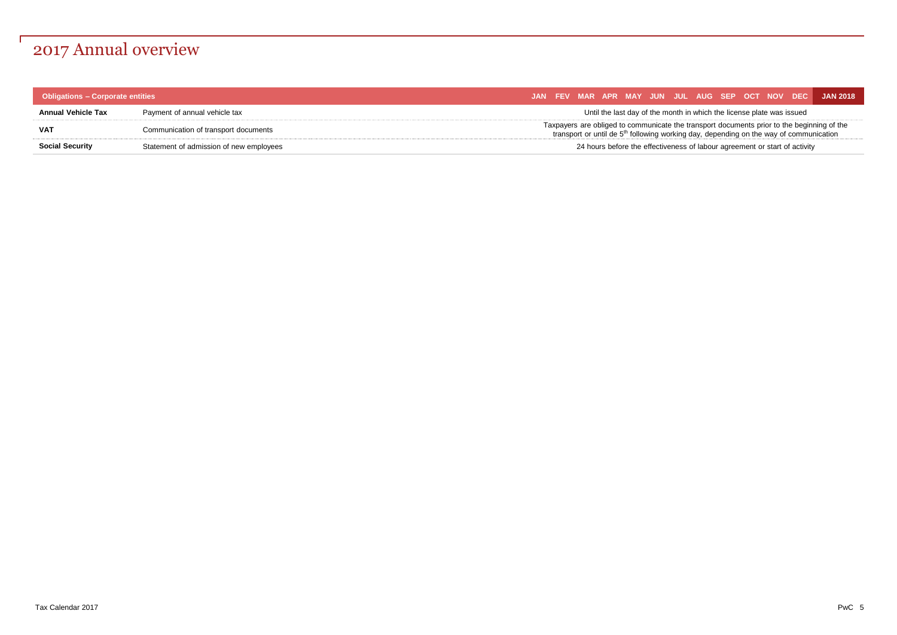# 2017 Annual overview

| Obligations – Corporate entities | | JAN | FEV | MAR | APR | MAY | JUN | JUL | AUG | SEP | OCT | NOV | DEC | JAN 2018 |
|---|---|---|---|---|---|---|---|---|---|---|---|---|---|---|
| **Annual Vehicle Tax** | Payment of annual vehicle tax | Until the last day of the month in which the license plate was issued | | | | | | | | | | | | |
| **VAT** | Communication of transport documents | Taxpayers are obliged to communicate the transport documents prior to the beginning of the transport or until de 5th following working day, depending on the way of communication | | | | | | | | | | | | |
| **Social Security** | Statement of admission of new employees | 24 hours before the effectiveness of labour agreement or start of activity | | | | | | | | | | | | |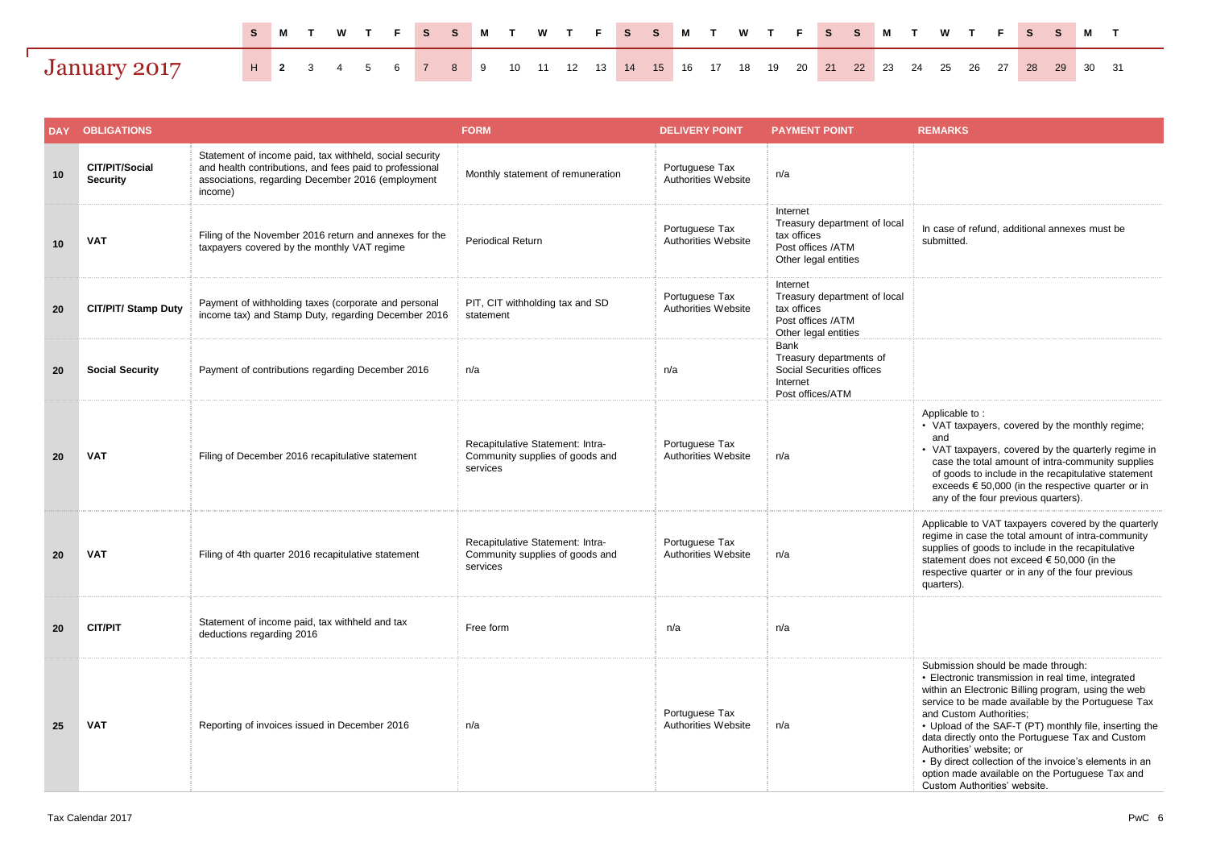# January 2017

| S | M | T | W | T | F | S | S | M | T | W | T | F | S | S | M | T | W | T | F | S | S | M | T | W | T | F | S | S | M | T |
|---|---|---|---|---|---|---|---|---|---|---|---|---|---|---|---|---|---|---|---|---|---|---|---|---|---|---|---|---|---|---|
| H | 2 | 3 | 4 | 5 | 6 | 7 | 8 | 9 | 10 | 11 | 12 | 13 | 14 | 15 | 16 | 17 | 18 | 19 | 20 | 21 | 22 | 23 | 24 | 25 | 26 | 27 | 28 | 29 | 30 | 31 |

| DAY | OBLIGATIONS | | FORM | DELIVERY POINT | PAYMENT POINT | REMARKS |
|---|---|---|---|---|---|---|
| 10 | CIT/PIT/Social Security | Statement of income paid, tax withheld, social security and health contributions, and fees paid to professional associations, regarding December 2016 (employment income) | Monthly statement of remuneration | Portuguese Tax Authorities Website | n/a | |
| 10 | VAT | Filing of the November 2016 return and annexes for the taxpayers covered by the monthly VAT regime | Periodical Return | Portuguese Tax Authorities Website | Internet<br>Treasury department of local tax offices<br>Post offices /ATM<br>Other legal entities | In case of refund, additional annexes must be submitted. |
| 20 | CIT/PIT/ Stamp Duty | Payment of withholding taxes (corporate and personal income tax) and Stamp Duty, regarding December 2016 | PIT, CIT withholding tax and SD statement | Portuguese Tax Authorities Website | Internet<br>Treasury department of local tax offices<br>Post offices /ATM<br>Other legal entities | |
| 20 | Social Security | Payment of contributions regarding December 2016 | n/a | n/a | Bank<br>Treasury departments of Social Securities offices<br>Internet<br>Post offices/ATM | |
| 20 | VAT | Filing of December 2016 recapitulative statement | Recapitulative Statement: Intra-Community supplies of goods and services | Portuguese Tax Authorities Website | n/a | Applicable to :<br>• VAT taxpayers, covered by the monthly regime; and<br>• VAT taxpayers, covered by the quarterly regime in case the total amount of intra-community supplies of goods to include in the recapitulative statement exceeds € 50,000 (in the respective quarter or in any of the four previous quarters). |
| 20 | VAT | Filing of 4th quarter 2016 recapitulative statement | Recapitulative Statement: Intra-Community supplies of goods and services | Portuguese Tax Authorities Website | n/a | Applicable to VAT taxpayers covered by the quarterly regime in case the total amount of intra-community supplies of goods to include in the recapitulative statement does not exceed € 50,000 (in the respective quarter or in any of the four previous quarters). |
| 20 | CIT/PIT | Statement of income paid, tax withheld and tax deductions regarding 2016 | Free form | n/a | n/a | |
| 25 | VAT | Reporting of invoices issued in December 2016 | n/a | Portuguese Tax Authorities Website | n/a | Submission should be made through:<br>• Electronic transmission in real time, integrated within an Electronic Billing program, using the web service to be made available by the Portuguese Tax and Custom Authorities;<br>• Upload of the SAF-T (PT) monthly file, inserting the data directly onto the Portuguese Tax and Custom Authorities' website; or<br>• By direct collection of the invoice's elements in an option made available on the Portuguese Tax and Custom Authorities' website. |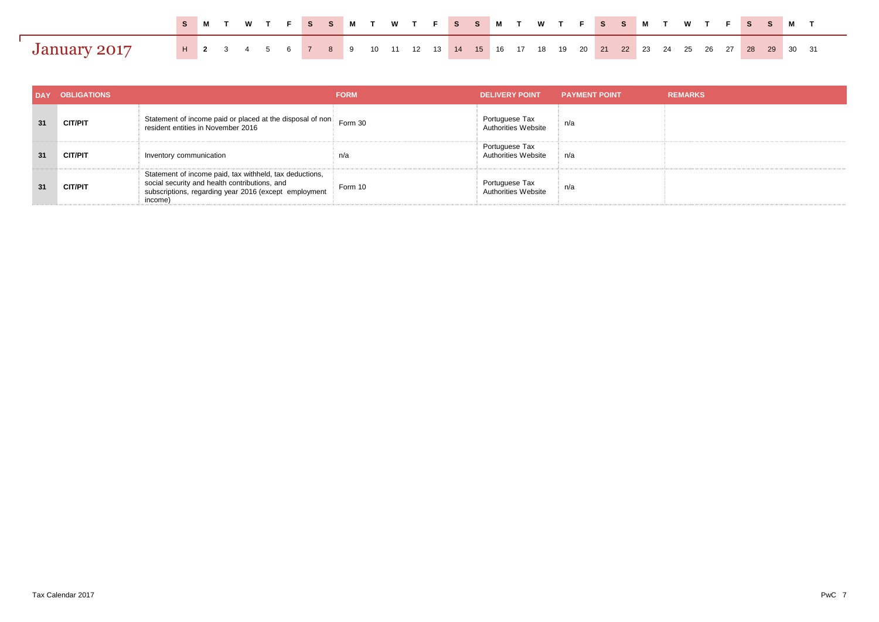# January 2017

| S | M | T | W | T | F | S | S | M | T | W | T | F | S | S | M | T | W | T | F | S | S | M | T | W | T | F | S | S | M | T |
|---|---|---|---|---|---|---|---|---|---|---|---|---|---|---|---|---|---|---|---|---|---|---|---|---|---|---|---|---|---|---|
| H | 2 | 3 | 4 | 5 | 6 | 7 | 8 | 9 | 10 | 11 | 12 | 13 | 14 | 15 | 16 | 17 | 18 | 19 | 20 | 21 | 22 | 23 | 24 | 25 | 26 | 27 | 28 | 29 | 30 | 31 |

| DAY | OBLIGATIONS | | FORM | DELIVERY POINT | PAYMENT POINT | REMARKS |
|---|---|---|---|---|---|---|
| 31 | CIT/PIT | Statement of income paid or placed at the disposal of non resident entities in November 2016 | Form 30 | Portuguese Tax Authorities Website | n/a | |
| 31 | CIT/PIT | Inventory communication | n/a | Portuguese Tax Authorities Website | n/a | |
| 31 | CIT/PIT | Statement of income paid, tax withheld, tax deductions, social security and health contributions, and subscriptions, regarding year 2016 (except employment income) | Form 10 | Portuguese Tax Authorities Website | n/a | |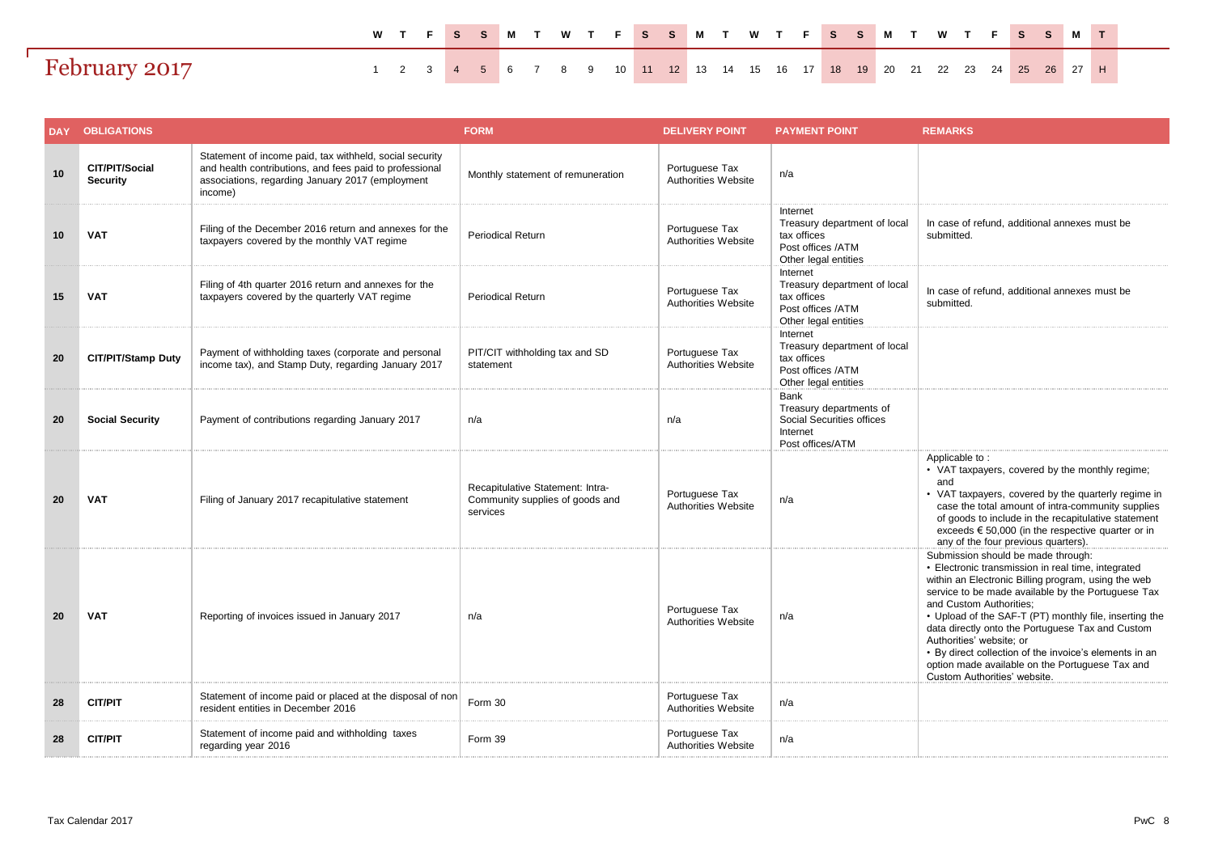# February 2017

| W | T | F | S | S | M | T | W | T | F | S | S | M | T | W | T | F | S | S | M | T | W | T | F | S | S | M | T |
|---|---|---|---|---|---|---|---|---|---|---|---|---|---|---|---|---|---|---|---|---|---|---|---|---|---|---|---|
| 1 | 2 | 3 | 4 | 5 | 6 | 7 | 8 | 9 | 10 | 11 | 12 | 13 | 14 | 15 | 16 | 17 | 18 | 19 | 20 | 21 | 22 | 23 | 24 | 25 | 26 | 27 | H |

| DAY | OBLIGATIONS | | FORM | DELIVERY POINT | PAYMENT POINT | REMARKS |
|---|---|---|---|---|---|---|
| 10 | **CIT/PIT/Social Security** | Statement of income paid, tax withheld, social security and health contributions, and fees paid to professional associations, regarding January 2017 (employment income) | Monthly statement of remuneration | Portuguese Tax Authorities Website | n/a | |
| 10 | **VAT** | Filing of the December 2016 return and annexes for the taxpayers covered by the monthly VAT regime | Periodical Return | Portuguese Tax Authorities Website | Internet<br>Treasury department of local tax offices<br>Post offices /ATM<br>Other legal entities | In case of refund, additional annexes must be submitted. |
| 15 | **VAT** | Filing of 4th quarter 2016 return and annexes for the taxpayers covered by the quarterly VAT regime | Periodical Return | Portuguese Tax Authorities Website | Internet<br>Treasury department of local tax offices<br>Post offices /ATM<br>Other legal entities | In case of refund, additional annexes must be submitted. |
| 20 | **CIT/PIT/Stamp Duty** | Payment of withholding taxes (corporate and personal income tax), and Stamp Duty, regarding January 2017 | PIT/CIT withholding tax and SD statement | Portuguese Tax Authorities Website | Internet<br>Treasury department of local tax offices<br>Post offices /ATM<br>Other legal entities | |
| 20 | **Social Security** | Payment of contributions regarding January 2017 | n/a | n/a | Bank<br>Treasury departments of Social Securities offices<br>Internet<br>Post offices/ATM | |
| 20 | **VAT** | Filing of January 2017 recapitulative statement | Recapitulative Statement: Intra-Community supplies of goods and services | Portuguese Tax Authorities Website | n/a | Applicable to :<br>• VAT taxpayers, covered by the monthly regime; and<br>• VAT taxpayers, covered by the quarterly regime in case the total amount of intra-community supplies of goods to include in the recapitulative statement exceeds € 50,000 (in the respective quarter or in any of the four previous quarters). |
| 20 | **VAT** | Reporting of invoices issued in January 2017 | n/a | Portuguese Tax Authorities Website | n/a | Submission should be made through:<br>• Electronic transmission in real time, integrated within an Electronic Billing program, using the web service to be made available by the Portuguese Tax and Custom Authorities;<br>• Upload of the SAF-T (PT) monthly file, inserting the data directly onto the Portuguese Tax and Custom Authorities' website; or<br>• By direct collection of the invoice's elements in an option made available on the Portuguese Tax and Custom Authorities' website. |
| 28 | **CIT/PIT** | Statement of income paid or placed at the disposal of non resident entities in December 2016 | Form 30 | Portuguese Tax Authorities Website | n/a | |
| 28 | **CIT/PIT** | Statement of income paid and withholding taxes regarding year 2016 | Form 39 | Portuguese Tax Authorities Website | n/a | |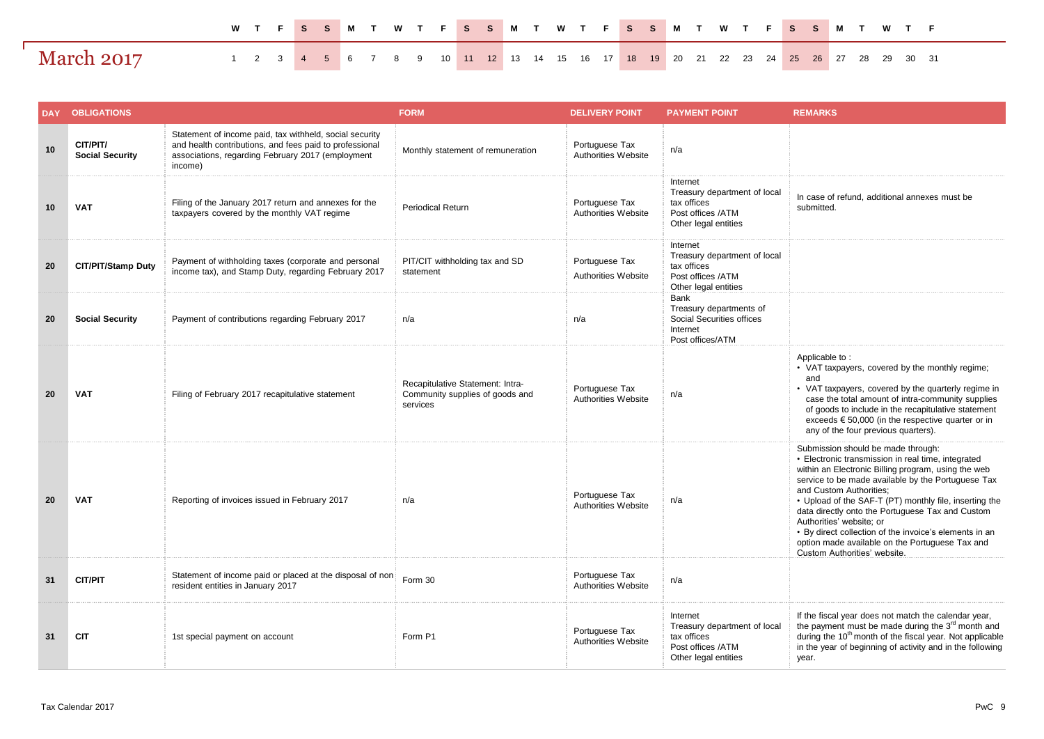# March 2017

| W | T | F | S | S | M | T | W | T | F | S | S | M | T | W | T | F | S | S | M | T | W | T | F | S | S | M | T | W | T | F |
|---|---|---|---|---|---|---|---|---|---|---|---|---|---|---|---|---|---|---|---|---|---|---|---|---|---|---|---|---|---|---|
| 1 | 2 | 3 | 4 | 5 | 6 | 7 | 8 | 9 | 10 | 11 | 12 | 13 | 14 | 15 | 16 | 17 | 18 | 19 | 20 | 21 | 22 | 23 | 24 | 25 | 26 | 27 | 28 | 29 | 30 | 31 |

| DAY | OBLIGATIONS | | FORM | DELIVERY POINT | PAYMENT POINT | REMARKS |
|---|---|---|---|---|---|---|
| 10 | **CIT/PIT/ Social Security** | Statement of income paid, tax withheld, social security and health contributions, and fees paid to professional associations, regarding February 2017 (employment income) | Monthly statement of remuneration | Portuguese Tax Authorities Website | n/a | |
| 10 | **VAT** | Filing of the January 2017 return and annexes for the taxpayers covered by the monthly VAT regime | Periodical Return | Portuguese Tax Authorities Website | Internet<br>Treasury department of local tax offices<br>Post offices /ATM<br>Other legal entities | In case of refund, additional annexes must be submitted. |
| 20 | **CIT/PIT/Stamp Duty** | Payment of withholding taxes (corporate and personal income tax), and Stamp Duty, regarding February 2017 | PIT/CIT withholding tax and SD statement | Portuguese Tax Authorities Website | Internet<br>Treasury department of local tax offices<br>Post offices /ATM<br>Other legal entities | |
| 20 | **Social Security** | Payment of contributions regarding February 2017 | n/a | n/a | Bank<br>Treasury departments of Social Securities offices<br>Internet<br>Post offices/ATM | |
| 20 | **VAT** | Filing of February 2017 recapitulative statement | Recapitulative Statement: Intra-Community supplies of goods and services | Portuguese Tax Authorities Website | n/a | Applicable to :<br>• VAT taxpayers, covered by the monthly regime; and<br>• VAT taxpayers, covered by the quarterly regime in case the total amount of intra-community supplies of goods to include in the recapitulative statement exceeds € 50,000 (in the respective quarter or in any of the four previous quarters). |
| 20 | **VAT** | Reporting of invoices issued in February 2017 | n/a | Portuguese Tax Authorities Website | n/a | Submission should be made through:<br>• Electronic transmission in real time, integrated within an Electronic Billing program, using the web service to be made available by the Portuguese Tax and Custom Authorities;<br>• Upload of the SAF-T (PT) monthly file, inserting the data directly onto the Portuguese Tax and Custom Authorities' website; or<br>• By direct collection of the invoice's elements in an option made available on the Portuguese Tax and Custom Authorities' website. |
| 31 | **CIT/PIT** | Statement of income paid or placed at the disposal of non resident entities in January 2017 | Form 30 | Portuguese Tax Authorities Website | n/a | |
| 31 | **CIT** | 1st special payment on account | Form P1 | Portuguese Tax Authorities Website | Internet<br>Treasury department of local tax offices<br>Post offices /ATM<br>Other legal entities | If the fiscal year does not match the calendar year, the payment must be made during the 3rd month and during the 10th month of the fiscal year. Not applicable in the year of beginning of activity and in the following year. |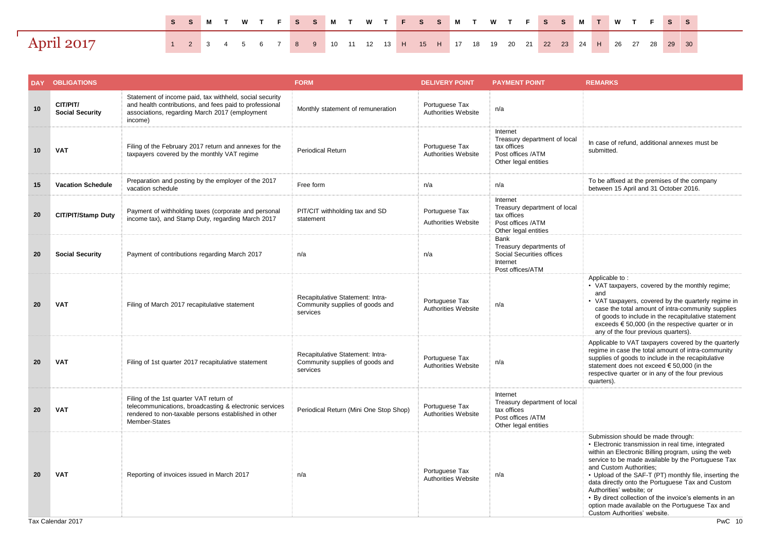# April 2017

| S | S | M | T | W | T | F | S | S | M | T | W | T | F | S | S | M | T | W | T | F | S | S | M | T | W | T | F | S | S |
|---|---|---|---|---|---|---|---|---|---|---|---|---|---|---|---|---|---|---|---|---|---|---|---|---|---|---|---|---|---|
| 1 | 2 | 3 | 4 | 5 | 6 | 7 | 8 | 9 | 10 | 11 | 12 | 13 | H | 15 | H | 17 | 18 | 19 | 20 | 21 | 22 | 23 | 24 | H | 26 | 27 | 28 | 29 | 30 |

| DAY | OBLIGATIONS | | FORM | DELIVERY POINT | PAYMENT POINT | REMARKS |
|---|---|---|---|---|---|---|
| 10 | CIT/PIT/ Social Security | Statement of income paid, tax withheld, social security and health contributions, and fees paid to professional associations, regarding March 2017 (employment income) | Monthly statement of remuneration | Portuguese Tax Authorities Website | n/a | |
| 10 | VAT | Filing of the February 2017 return and annexes for the taxpayers covered by the monthly VAT regime | Periodical Return | Portuguese Tax Authorities Website | Internet<br>Treasury department of local tax offices<br>Post offices /ATM<br>Other legal entities | In case of refund, additional annexes must be submitted. |
| 15 | Vacation Schedule | Preparation and posting by the employer of the 2017 vacation schedule | Free form | n/a | n/a | To be affixed at the premises of the company between 15 April and 31 October 2016. |
| 20 | CIT/PIT/Stamp Duty | Payment of withholding taxes (corporate and personal income tax), and Stamp Duty, regarding March 2017 | PIT/CIT withholding tax and SD statement | Portuguese Tax Authorities Website | Internet<br>Treasury department of local tax offices<br>Post offices /ATM<br>Other legal entities | |
| 20 | Social Security | Payment of contributions regarding March 2017 | n/a | n/a | Bank<br>Treasury departments of Social Securities offices<br>Internet<br>Post offices/ATM | |
| 20 | VAT | Filing of March 2017 recapitulative statement | Recapitulative Statement: Intra-Community supplies of goods and services | Portuguese Tax Authorities Website | n/a | Applicable to :<br>• VAT taxpayers, covered by the monthly regime; and<br>• VAT taxpayers, covered by the quarterly regime in case the total amount of intra-community supplies of goods to include in the recapitulative statement exceeds € 50,000 (in the respective quarter or in any of the four previous quarters). |
| 20 | VAT | Filing of 1st quarter 2017 recapitulative statement | Recapitulative Statement: Intra-Community supplies of goods and services | Portuguese Tax Authorities Website | n/a | Applicable to VAT taxpayers covered by the quarterly regime in case the total amount of intra-community supplies of goods to include in the recapitulative statement does not exceed € 50,000 (in the respective quarter or in any of the four previous quarters). |
| 20 | VAT | Filing of the 1st quarter VAT return of telecommunications, broadcasting & electronic services rendered to non-taxable persons established in other Member-States | Periodical Return (Mini One Stop Shop) | Portuguese Tax Authorities Website | Internet<br>Treasury department of local tax offices<br>Post offices /ATM<br>Other legal entities | |
| 20 | VAT | Reporting of invoices issued in March 2017 | n/a | Portuguese Tax Authorities Website | n/a | Submission should be made through:<br>• Electronic transmission in real time, integrated within an Electronic Billing program, using the web service to be made available by the Portuguese Tax and Custom Authorities;<br>• Upload of the SAF-T (PT) monthly file, inserting the data directly onto the Portuguese Tax and Custom Authorities' website; or<br>• By direct collection of the invoice's elements in an option made available on the Portuguese Tax and Custom Authorities' website. |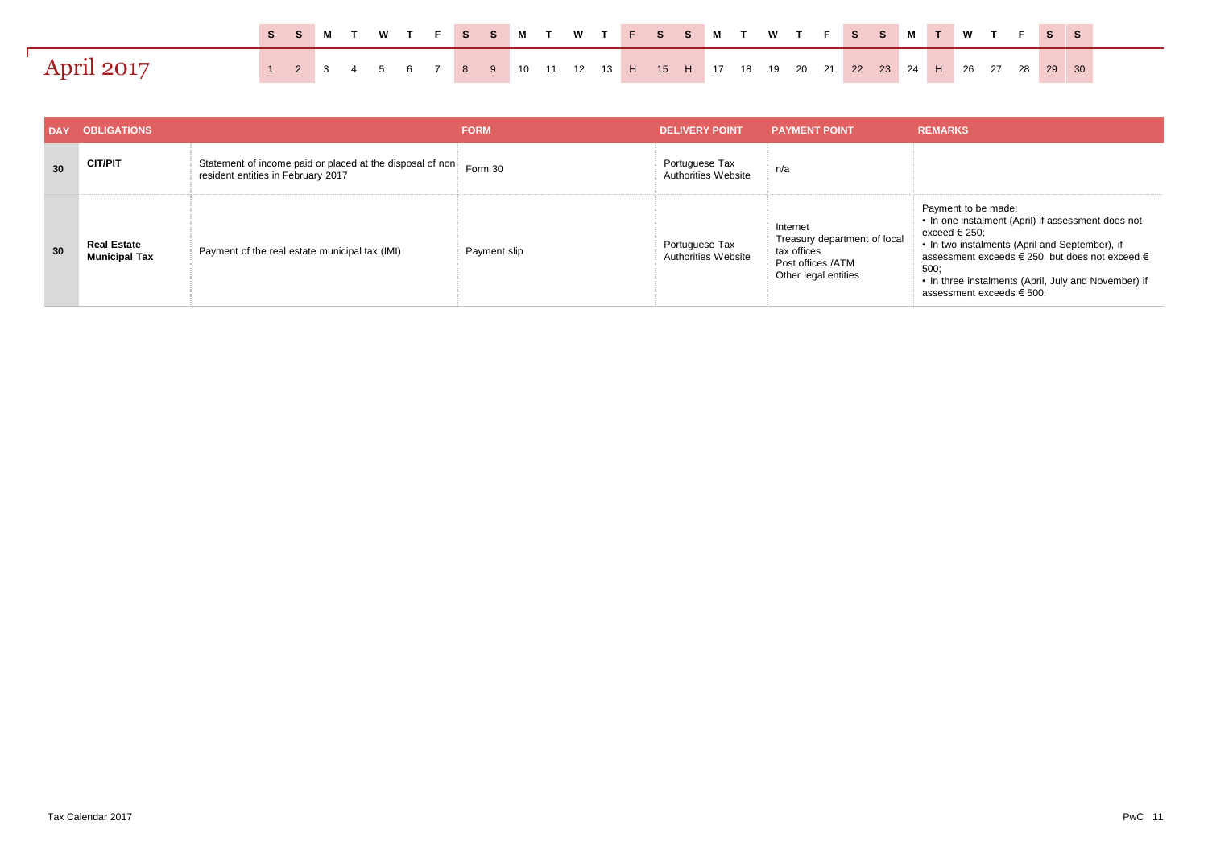# April 2017

| S | S | M | T | W | T | F | S | S | M | T | W | T | F | S | S | M | T | W | T | F | S | S | M | T | W | T | F | S | S |
|---|---|---|---|---|---|---|---|---|---|---|---|---|---|---|---|---|---|---|---|---|---|---|---|---|---|---|---|---|---|
| 1 | 2 | 3 | 4 | 5 | 6 | 7 | 8 | 9 | 10 | 11 | 12 | 13 | H | 15 | H | 17 | 18 | 19 | 20 | 21 | 22 | 23 | 24 | H | 26 | 27 | 28 | 29 | 30 |

| DAY | OBLIGATIONS | | FORM | DELIVERY POINT | PAYMENT POINT | REMARKS |
|---|---|---|---|---|---|---|
| 30 | **CIT/PIT** | Statement of income paid or placed at the disposal of non resident entities in February 2017 | Form 30 | Portuguese Tax Authorities Website | n/a | |
| 30 | **Real Estate Municipal Tax** | Payment of the real estate municipal tax (IMI) | Payment slip | Portuguese Tax Authorities Website | Internet<br>Treasury department of local tax offices<br>Post offices /ATM<br>Other legal entities | Payment to be made:<br>• In one instalment (April) if assessment does not exceed € 250;<br>• In two instalments (April and September), if assessment exceeds € 250, but does not exceed € 500;<br>• In three instalments (April, July and November) if assessment exceeds € 500. |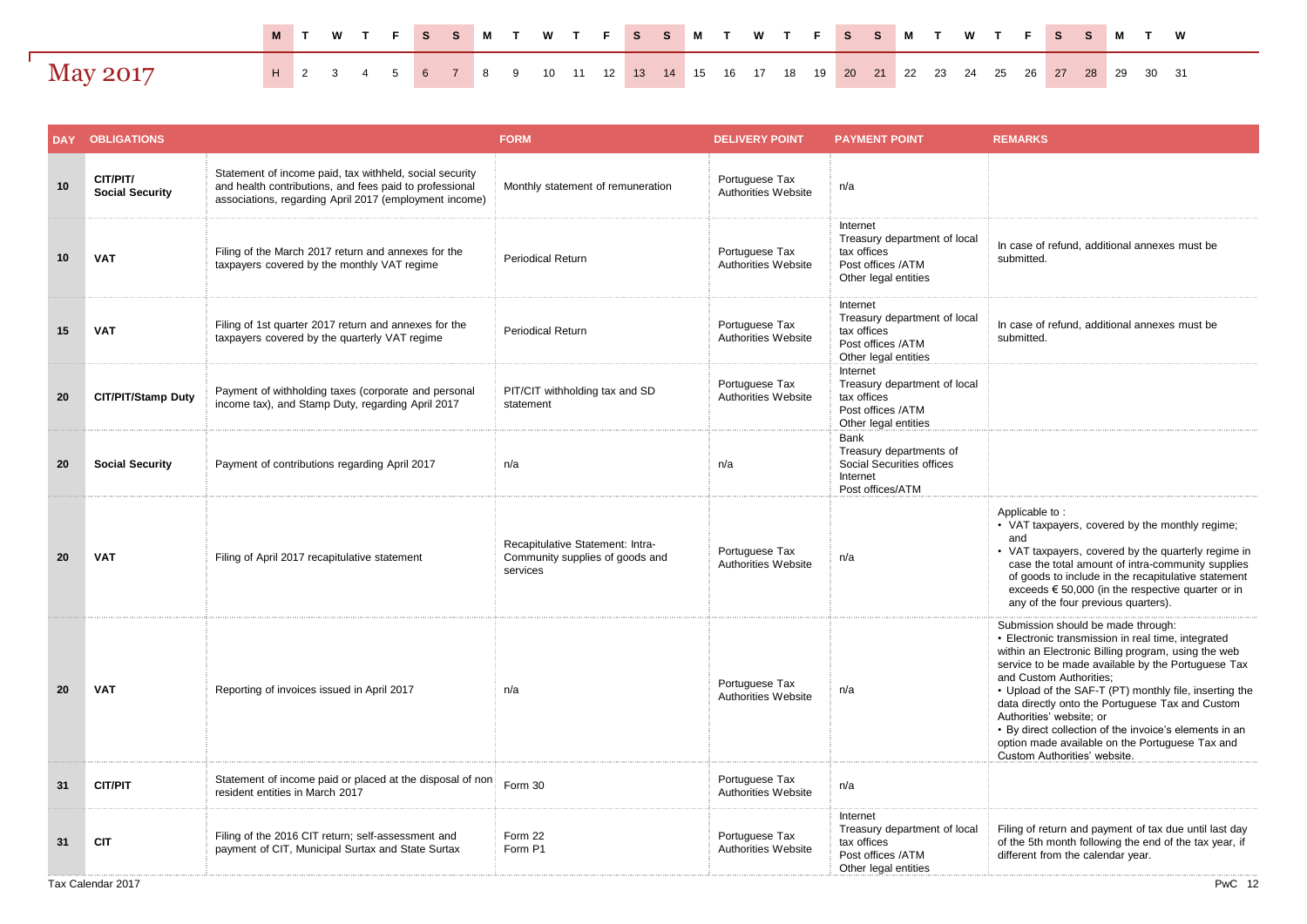# May 2017

| M | T | W | T | F | S | S | M | T | W | T | F | S | S | M | T | W | T | F | S | S | M | T | W | T | F | S | S | M | T | W |
|---|---|---|---|---|---|---|---|---|---|---|---|---|---|---|---|---|---|---|---|---|---|---|---|---|---|---|---|---|---|---|
| H | 2 | 3 | 4 | 5 | 6 | 7 | 8 | 9 | 10 | 11 | 12 | 13 | 14 | 15 | 16 | 17 | 18 | 19 | 20 | 21 | 22 | 23 | 24 | 25 | 26 | 27 | 28 | 29 | 30 | 31 |

| DAY | OBLIGATIONS | | FORM | DELIVERY POINT | PAYMENT POINT | REMARKS |
|---|---|---|---|---|---|---|
| 10 | **CIT/PIT/ Social Security** | Statement of income paid, tax withheld, social security and health contributions, and fees paid to professional associations, regarding April 2017 (employment income) | Monthly statement of remuneration | Portuguese Tax Authorities Website | n/a | |
| 10 | **VAT** | Filing of the March 2017 return and annexes for the taxpayers covered by the monthly VAT regime | Periodical Return | Portuguese Tax Authorities Website | Internet<br>Treasury department of local tax offices<br>Post offices /ATM<br>Other legal entities | In case of refund, additional annexes must be submitted. |
| 15 | **VAT** | Filing of 1st quarter 2017 return and annexes for the taxpayers covered by the quarterly VAT regime | Periodical Return | Portuguese Tax Authorities Website | Internet<br>Treasury department of local tax offices<br>Post offices /ATM<br>Other legal entities | In case of refund, additional annexes must be submitted. |
| 20 | **CIT/PIT/Stamp Duty** | Payment of withholding taxes (corporate and personal income tax), and Stamp Duty, regarding April 2017 | PIT/CIT withholding tax and SD statement | Portuguese Tax Authorities Website | Internet<br>Treasury department of local tax offices<br>Post offices /ATM<br>Other legal entities | |
| 20 | **Social Security** | Payment of contributions regarding April 2017 | n/a | n/a | Bank<br>Treasury departments of Social Securities offices<br>Internet<br>Post offices/ATM | |
| 20 | **VAT** | Filing of April 2017 recapitulative statement | Recapitulative Statement: Intra-Community supplies of goods and services | Portuguese Tax Authorities Website | n/a | Applicable to :<br>• VAT taxpayers, covered by the monthly regime; and<br>• VAT taxpayers, covered by the quarterly regime in case the total amount of intra-community supplies of goods to include in the recapitulative statement exceeds € 50,000 (in the respective quarter or in any of the four previous quarters). |
| 20 | **VAT** | Reporting of invoices issued in April 2017 | n/a | Portuguese Tax Authorities Website | n/a | Submission should be made through:<br>• Electronic transmission in real time, integrated within an Electronic Billing program, using the web service to be made available by the Portuguese Tax and Custom Authorities;<br>• Upload of the SAF-T (PT) monthly file, inserting the data directly onto the Portuguese Tax and Custom Authorities' website; or<br>• By direct collection of the invoice's elements in an option made available on the Portuguese Tax and Custom Authorities' website. |
| 31 | **CIT/PIT** | Statement of income paid or placed at the disposal of non resident entities in March 2017 | Form 30 | Portuguese Tax Authorities Website | n/a | |
| 31 | **CIT** | Filing of the 2016 CIT return; self-assessment and payment of CIT, Municipal Surtax and State Surtax | Form 22<br>Form P1 | Portuguese Tax Authorities Website | Internet<br>Treasury department of local tax offices<br>Post offices /ATM<br>Other legal entities | Filing of return and payment of tax due until last day of the 5th month following the end of the tax year, if different from the calendar year. |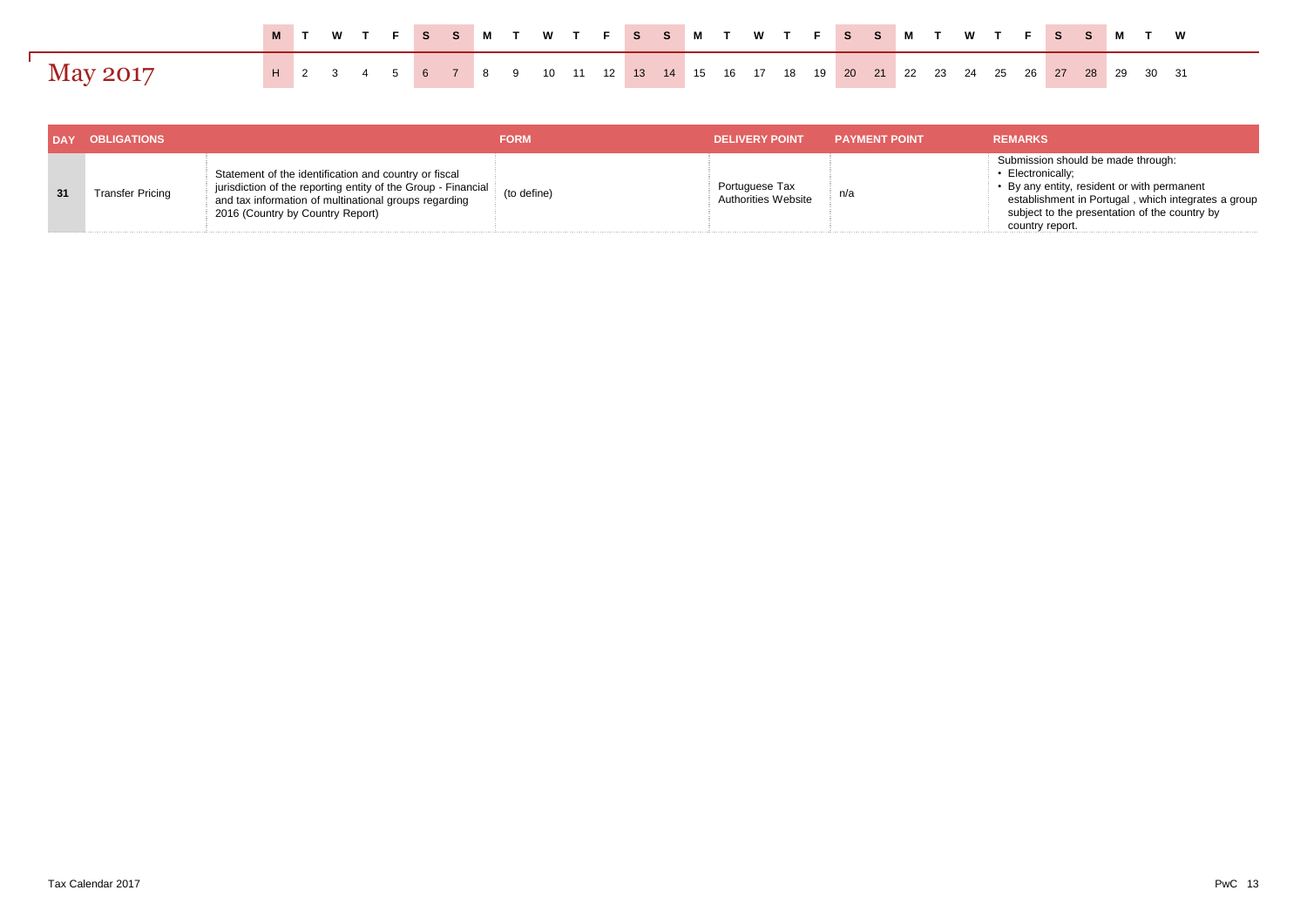# May 2017

| M | T | W | T | F | S | S | M | T | W | T | F | S | S | M | T | W | T | F | S | S | M | T | W | T | F | S | S | M | T | W |
|---|---|---|---|---|---|---|---|---|---|---|---|---|---|---|---|---|---|---|---|---|---|---|---|---|---|---|---|---|---|---|
| H | 2 | 3 | 4 | 5 | 6 | 7 | 8 | 9 | 10 | 11 | 12 | 13 | 14 | 15 | 16 | 17 | 18 | 19 | 20 | 21 | 22 | 23 | 24 | 25 | 26 | 27 | 28 | 29 | 30 | 31 |

| DAY | OBLIGATIONS | | FORM | DELIVERY POINT | PAYMENT POINT | REMARKS |
|---|---|---|---|---|---|---|
| 31 | Transfer Pricing | Statement of the identification and country or fiscal jurisdiction of the reporting entity of the Group - Financial and tax information of multinational groups regarding 2016 (Country by Country Report) | (to define) | Portuguese Tax Authorities Website | n/a | Submission should be made through:<br>• Electronically;<br>• By any entity, resident or with permanent establishment in Portugal , which integrates a group subject to the presentation of the country by country report. |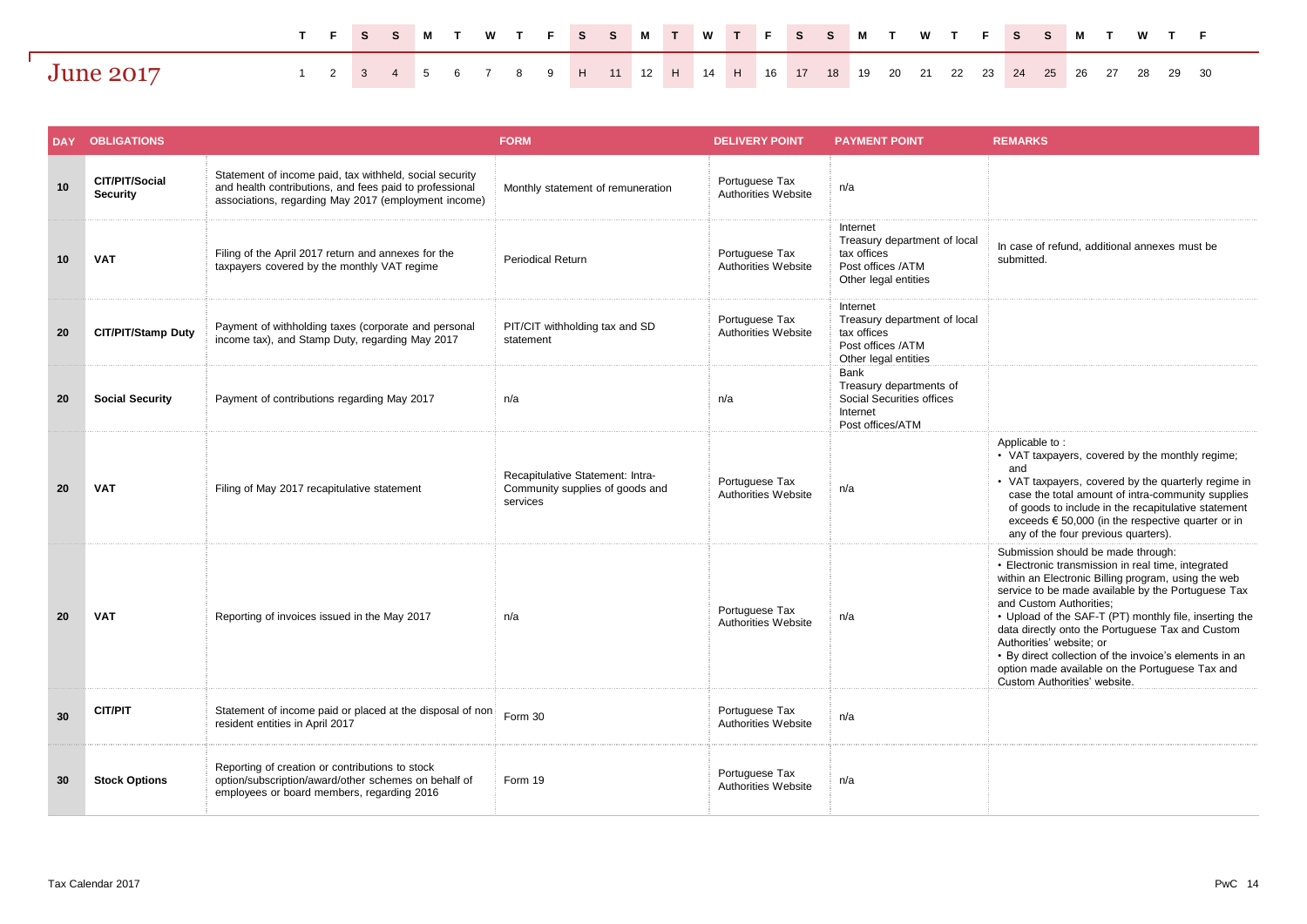# June 2017

| T | F | S | S | M | T | W | T | F | S | S | M | T | W | T | F | S | S | M | T | W | T | F | S | S | M | T | W | T | F |
|---|---|---|---|---|---|---|---|---|---|---|---|---|---|---|---|---|---|---|---|---|---|---|---|---|---|---|---|---|---|
| 1 | 2 | 3 | 4 | 5 | 6 | 7 | 8 | 9 | H | 11 | 12 | H | 14 | H | 16 | 17 | 18 | 19 | 20 | 21 | 22 | 23 | 24 | 25 | 26 | 27 | 28 | 29 | 30 |

| DAY | OBLIGATIONS | | FORM | DELIVERY POINT | PAYMENT POINT | REMARKS |
|---|---|---|---|---|---|---|
| 10 | **CIT/PIT/Social Security** | Statement of income paid, tax withheld, social security and health contributions, and fees paid to professional associations, regarding May 2017 (employment income) | Monthly statement of remuneration | Portuguese Tax Authorities Website | n/a | |
| 10 | **VAT** | Filing of the April 2017 return and annexes for the taxpayers covered by the monthly VAT regime | Periodical Return | Portuguese Tax Authorities Website | Internet<br>Treasury department of local tax offices<br>Post offices /ATM<br>Other legal entities | In case of refund, additional annexes must be submitted. |
| 20 | **CIT/PIT/Stamp Duty** | Payment of withholding taxes (corporate and personal income tax), and Stamp Duty, regarding May 2017 | PIT/CIT withholding tax and SD statement | Portuguese Tax Authorities Website | Internet<br>Treasury department of local tax offices<br>Post offices /ATM<br>Other legal entities | |
| 20 | **Social Security** | Payment of contributions regarding May 2017 | n/a | n/a | Bank<br>Treasury departments of Social Securities offices<br>Internet<br>Post offices/ATM | |
| 20 | **VAT** | Filing of May 2017 recapitulative statement | Recapitulative Statement: Intra-Community supplies of goods and services | Portuguese Tax Authorities Website | n/a | Applicable to :<br>• VAT taxpayers, covered by the monthly regime; and<br>• VAT taxpayers, covered by the quarterly regime in case the total amount of intra-community supplies of goods to include in the recapitulative statement exceeds € 50,000 (in the respective quarter or in any of the four previous quarters). |
| 20 | **VAT** | Reporting of invoices issued in the May 2017 | n/a | Portuguese Tax Authorities Website | n/a | Submission should be made through:<br>• Electronic transmission in real time, integrated within an Electronic Billing program, using the web service to be made available by the Portuguese Tax and Custom Authorities;<br>• Upload of the SAF-T (PT) monthly file, inserting the data directly onto the Portuguese Tax and Custom Authorities' website; or<br>• By direct collection of the invoice's elements in an option made available on the Portuguese Tax and Custom Authorities' website. |
| 30 | **CIT/PIT** | Statement of income paid or placed at the disposal of non resident entities in April 2017 | Form 30 | Portuguese Tax Authorities Website | n/a | |
| 30 | **Stock Options** | Reporting of creation or contributions to stock option/subscription/award/other schemes on behalf of employees or board members, regarding 2016 | Form 19 | Portuguese Tax Authorities Website | n/a | |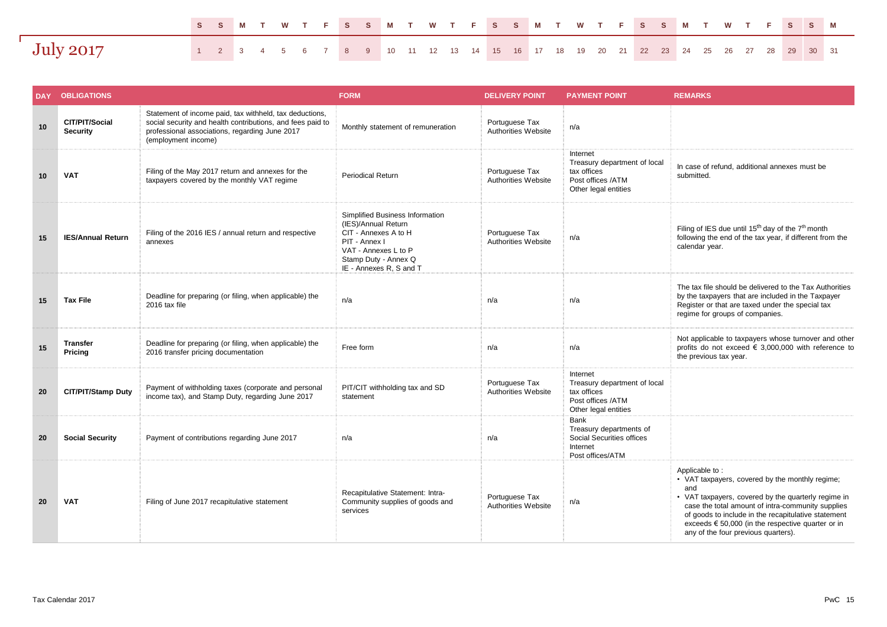# July 2017

| S | S | M | T | W | T | F | S | S | M | T | W | T | F | S | S | M | T | W | T | F | S | S | M | T | W | T | F | S | S | M |
|---|---|---|---|---|---|---|---|---|---|---|---|---|---|---|---|---|---|---|---|---|---|---|---|---|---|---|---|---|---|---|
| 1 | 2 | 3 | 4 | 5 | 6 | 7 | 8 | 9 | 10 | 11 | 12 | 13 | 14 | 15 | 16 | 17 | 18 | 19 | 20 | 21 | 22 | 23 | 24 | 25 | 26 | 27 | 28 | 29 | 30 | 31 |

| DAY | OBLIGATIONS | | FORM | DELIVERY POINT | PAYMENT POINT | REMARKS |
|---|---|---|---|---|---|---|
| 10 | **CIT/PIT/Social Security** | Statement of income paid, tax withheld, tax deductions, social security and health contributions, and fees paid to professional associations, regarding June 2017 (employment income) | Monthly statement of remuneration | Portuguese Tax Authorities Website | n/a | |
| 10 | **VAT** | Filing of the May 2017 return and annexes for the taxpayers covered by the monthly VAT regime | Periodical Return | Portuguese Tax Authorities Website | Internet<br>Treasury department of local tax offices<br>Post offices /ATM<br>Other legal entities | In case of refund, additional annexes must be submitted. |
| 15 | **IES/Annual Return** | Filing of the 2016 IES / annual return and respective annexes | Simplified Business Information (IES)/Annual Return<br>CIT - Annexes A to H<br>PIT - Annex I<br>VAT - Annexes L to P<br>Stamp Duty - Annex Q<br>IE - Annexes R, S and T | Portuguese Tax Authorities Website | n/a | Filing of IES due until 15th day of the 7th month following the end of the tax year, if different from the calendar year. |
| 15 | **Tax File** | Deadline for preparing (or filing, when applicable) the 2016 tax file | n/a | n/a | n/a | The tax file should be delivered to the Tax Authorities by the taxpayers that are included in the Taxpayer Register or that are taxed under the special tax regime for groups of companies. |
| 15 | **Transfer Pricing** | Deadline for preparing (or filing, when applicable) the 2016 transfer pricing documentation | Free form | n/a | n/a | Not applicable to taxpayers whose turnover and other profits do not exceed € 3,000,000 with reference to the previous tax year. |
| 20 | **CIT/PIT/Stamp Duty** | Payment of withholding taxes (corporate and personal income tax), and Stamp Duty, regarding June 2017 | PIT/CIT withholding tax and SD statement | Portuguese Tax Authorities Website | Internet<br>Treasury department of local tax offices<br>Post offices /ATM<br>Other legal entities | |
| 20 | **Social Security** | Payment of contributions regarding June 2017 | n/a | n/a | Bank<br>Treasury departments of Social Securities offices<br>Internet<br>Post offices/ATM | |
| 20 | **VAT** | Filing of June 2017 recapitulative statement | Recapitulative Statement: Intra-Community supplies of goods and services | Portuguese Tax Authorities Website | n/a | Applicable to :<br>• VAT taxpayers, covered by the monthly regime; and<br>• VAT taxpayers, covered by the quarterly regime in case the total amount of intra-community supplies of goods to include in the recapitulative statement exceeds € 50,000 (in the respective quarter or in any of the four previous quarters). |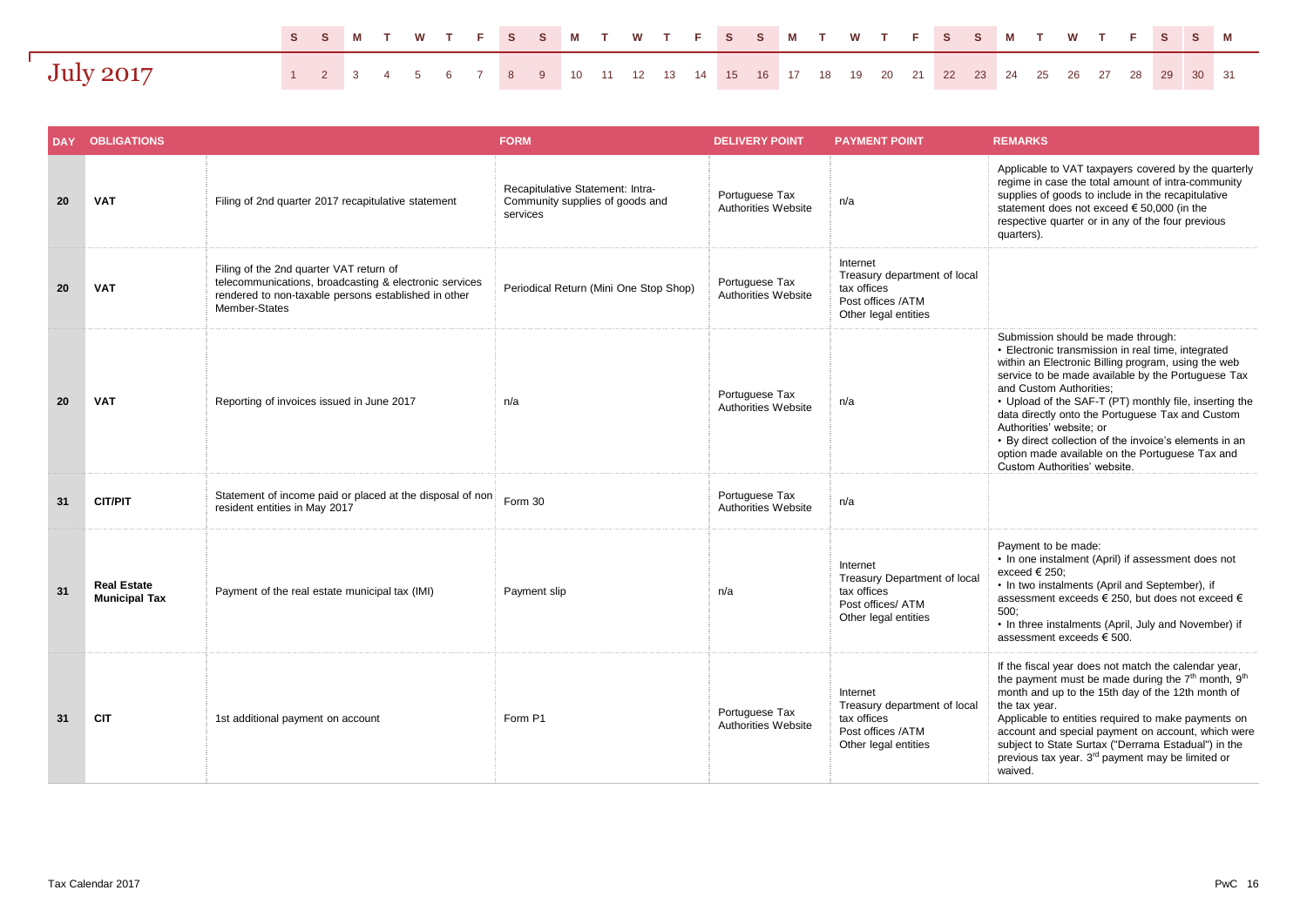# July 2017

| S | S | M | T | W | T | F | S | S | M | T | W | T | F | S | S | M | T | W | T | F | S | S | M | T | W | T | F | S | S | M |
|---|---|---|---|---|---|---|---|---|---|---|---|---|---|---|---|---|---|---|---|---|---|---|---|---|---|---|---|---|---|---|
| 1 | 2 | 3 | 4 | 5 | 6 | 7 | 8 | 9 | 10 | 11 | 12 | 13 | 14 | 15 | 16 | 17 | 18 | 19 | 20 | 21 | 22 | 23 | 24 | 25 | 26 | 27 | 28 | 29 | 30 | 31 |

| DAY | OBLIGATIONS | | FORM | DELIVERY POINT | PAYMENT POINT | REMARKS |
|---|---|---|---|---|---|---|
| 20 | **VAT** | Filing of 2nd quarter 2017 recapitulative statement | Recapitulative Statement: Intra-Community supplies of goods and services | Portuguese Tax Authorities Website | n/a | Applicable to VAT taxpayers covered by the quarterly regime in case the total amount of intra-community supplies of goods to include in the recapitulative statement does not exceed € 50,000 (in the respective quarter or in any of the four previous quarters). |
| 20 | **VAT** | Filing of the 2nd quarter VAT return of telecommunications, broadcasting & electronic services rendered to non-taxable persons established in other Member-States | Periodical Return (Mini One Stop Shop) | Portuguese Tax Authorities Website | Internet<br>Treasury department of local tax offices<br>Post offices /ATM<br>Other legal entities | |
| 20 | **VAT** | Reporting of invoices issued in June 2017 | n/a | Portuguese Tax Authorities Website | n/a | Submission should be made through:<br>• Electronic transmission in real time, integrated within an Electronic Billing program, using the web service to be made available by the Portuguese Tax and Custom Authorities;<br>• Upload of the SAF-T (PT) monthly file, inserting the data directly onto the Portuguese Tax and Custom Authorities' website; or<br>• By direct collection of the invoice's elements in an option made available on the Portuguese Tax and Custom Authorities' website. |
| 31 | **CIT/PIT** | Statement of income paid or placed at the disposal of non resident entities in May 2017 | Form 30 | Portuguese Tax Authorities Website | n/a | |
| 31 | **Real Estate Municipal Tax** | Payment of the real estate municipal tax (IMI) | Payment slip | n/a | Internet<br>Treasury Department of local tax offices<br>Post offices/ ATM<br>Other legal entities | Payment to be made:<br>• In one instalment (April) if assessment does not exceed € 250;<br>• In two instalments (April and September), if assessment exceeds € 250, but does not exceed € 500;<br>• In three instalments (April, July and November) if assessment exceeds € 500. |
| 31 | **CIT** | 1st additional payment on account | Form P1 | Portuguese Tax Authorities Website | Internet<br>Treasury department of local tax offices<br>Post offices /ATM<br>Other legal entities | If the fiscal year does not match the calendar year, the payment must be made during the 7th month, 9th month and up to the 15th day of the 12th month of the tax year.<br>Applicable to entities required to make payments on account and special payment on account, which were subject to State Surtax ("Derrama Estadual") in the previous tax year. 3rd payment may be limited or waived. |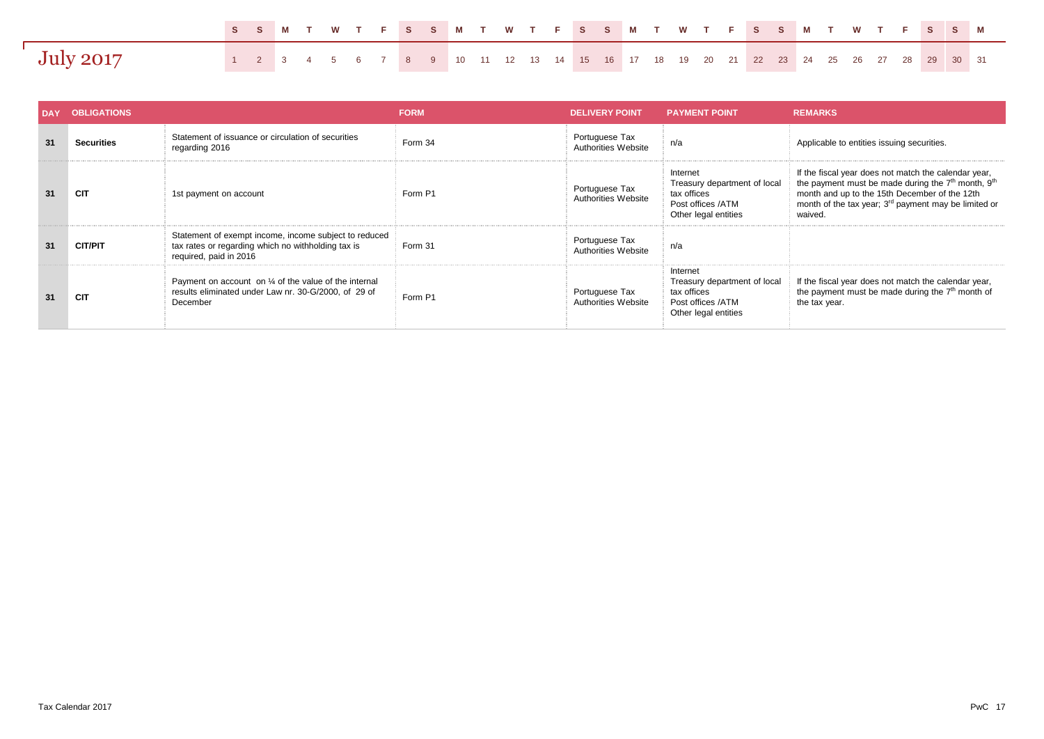# July 2017

| S | S | M | T | W | T | F | S | S | M | T | W | T | F | S | S | M | T | W | T | F | S | S | M | T | W | T | F | S | S | M |
|---|---|---|---|---|---|---|---|---|---|---|---|---|---|---|---|---|---|---|---|---|---|---|---|---|---|---|---|---|---|---|
| 1 | 2 | 3 | 4 | 5 | 6 | 7 | 8 | 9 | 10 | 11 | 12 | 13 | 14 | 15 | 16 | 17 | 18 | 19 | 20 | 21 | 22 | 23 | 24 | 25 | 26 | 27 | 28 | 29 | 30 | 31 |

| DAY | OBLIGATIONS | | FORM | DELIVERY POINT | PAYMENT POINT | REMARKS |
|---|---|---|---|---|---|---|
| 31 | **Securities** | Statement of issuance or circulation of securities regarding 2016 | Form 34 | Portuguese Tax Authorities Website | n/a | Applicable to entities issuing securities. |
| 31 | **CIT** | 1st payment on account | Form P1 | Portuguese Tax Authorities Website | Internet<br>Treasury department of local tax offices<br>Post offices /ATM<br>Other legal entities | If the fiscal year does not match the calendar year, the payment must be made during the 7th month, 9th month and up to the 15th December of the 12th month of the tax year; 3rd payment may be limited or waived. |
| 31 | **CIT/PIT** | Statement of exempt income, income subject to reduced tax rates or regarding which no withholding tax is required, paid in 2016 | Form 31 | Portuguese Tax Authorities Website | n/a | |
| 31 | **CIT** | Payment on account on ¼ of the value of the internal results eliminated under Law nr. 30-G/2000, of 29 of December | Form P1 | Portuguese Tax Authorities Website | Internet<br>Treasury department of local tax offices<br>Post offices /ATM<br>Other legal entities | If the fiscal year does not match the calendar year, the payment must be made during the 7th month of the tax year. |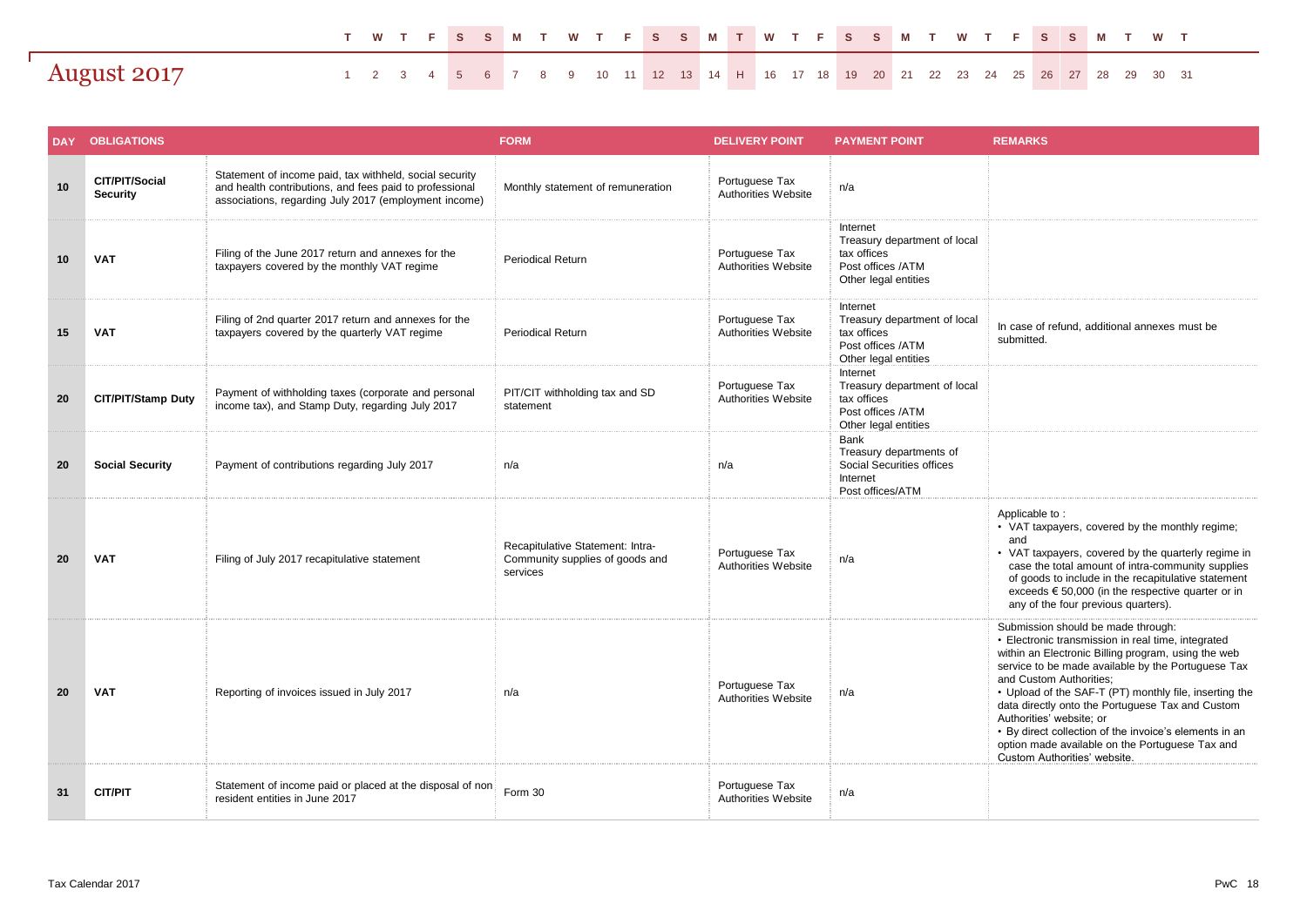# August 2017

| T | W | T | F | S | S | M | T | W | T | F | S | S | M | T | W | T | F | S | S | M | T | W | T | F | S | S | M | T | W | T |
|---|---|---|---|---|---|---|---|---|---|---|---|---|---|---|---|---|---|---|---|---|---|---|---|---|---|---|---|---|---|---|
| 1 | 2 | 3 | 4 | 5 | 6 | 7 | 8 | 9 | 10 | 11 | 12 | 13 | 14 | H | 16 | 17 | 18 | 19 | 20 | 21 | 22 | 23 | 24 | 25 | 26 | 27 | 28 | 29 | 30 | 31 |

| DAY | OBLIGATIONS | | FORM | DELIVERY POINT | PAYMENT POINT | REMARKS |
|---|---|---|---|---|---|---|
| 10 | **CIT/PIT/Social Security** | Statement of income paid, tax withheld, social security and health contributions, and fees paid to professional associations, regarding July 2017 (employment income) | Monthly statement of remuneration | Portuguese Tax Authorities Website | n/a | |
| 10 | **VAT** | Filing of the June 2017 return and annexes for the taxpayers covered by the monthly VAT regime | Periodical Return | Portuguese Tax Authorities Website | Internet<br>Treasury department of local tax offices<br>Post offices /ATM<br>Other legal entities | |
| 15 | **VAT** | Filing of 2nd quarter 2017 return and annexes for the taxpayers covered by the quarterly VAT regime | Periodical Return | Portuguese Tax Authorities Website | Internet<br>Treasury department of local tax offices<br>Post offices /ATM<br>Other legal entities | In case of refund, additional annexes must be submitted. |
| 20 | **CIT/PIT/Stamp Duty** | Payment of withholding taxes (corporate and personal income tax), and Stamp Duty, regarding July 2017 | PIT/CIT withholding tax and SD statement | Portuguese Tax Authorities Website | Internet<br>Treasury department of local tax offices<br>Post offices /ATM<br>Other legal entities | |
| 20 | **Social Security** | Payment of contributions regarding July 2017 | n/a | n/a | Bank<br>Treasury departments of Social Securities offices<br>Internet<br>Post offices/ATM | |
| 20 | **VAT** | Filing of July 2017 recapitulative statement | Recapitulative Statement: Intra-Community supplies of goods and services | Portuguese Tax Authorities Website | n/a | Applicable to :<br>• VAT taxpayers, covered by the monthly regime; and<br>• VAT taxpayers, covered by the quarterly regime in case the total amount of intra-community supplies of goods to include in the recapitulative statement exceeds € 50,000 (in the respective quarter or in any of the four previous quarters). |
| 20 | **VAT** | Reporting of invoices issued in July 2017 | n/a | Portuguese Tax Authorities Website | n/a | Submission should be made through:<br>• Electronic transmission in real time, integrated within an Electronic Billing program, using the web service to be made available by the Portuguese Tax and Custom Authorities;<br>• Upload of the SAF-T (PT) monthly file, inserting the data directly onto the Portuguese Tax and Custom Authorities' website; or<br>• By direct collection of the invoice's elements in an option made available on the Portuguese Tax and Custom Authorities' website. |
| 31 | **CIT/PIT** | Statement of income paid or placed at the disposal of non resident entities in June 2017 | Form 30 | Portuguese Tax Authorities Website | n/a | |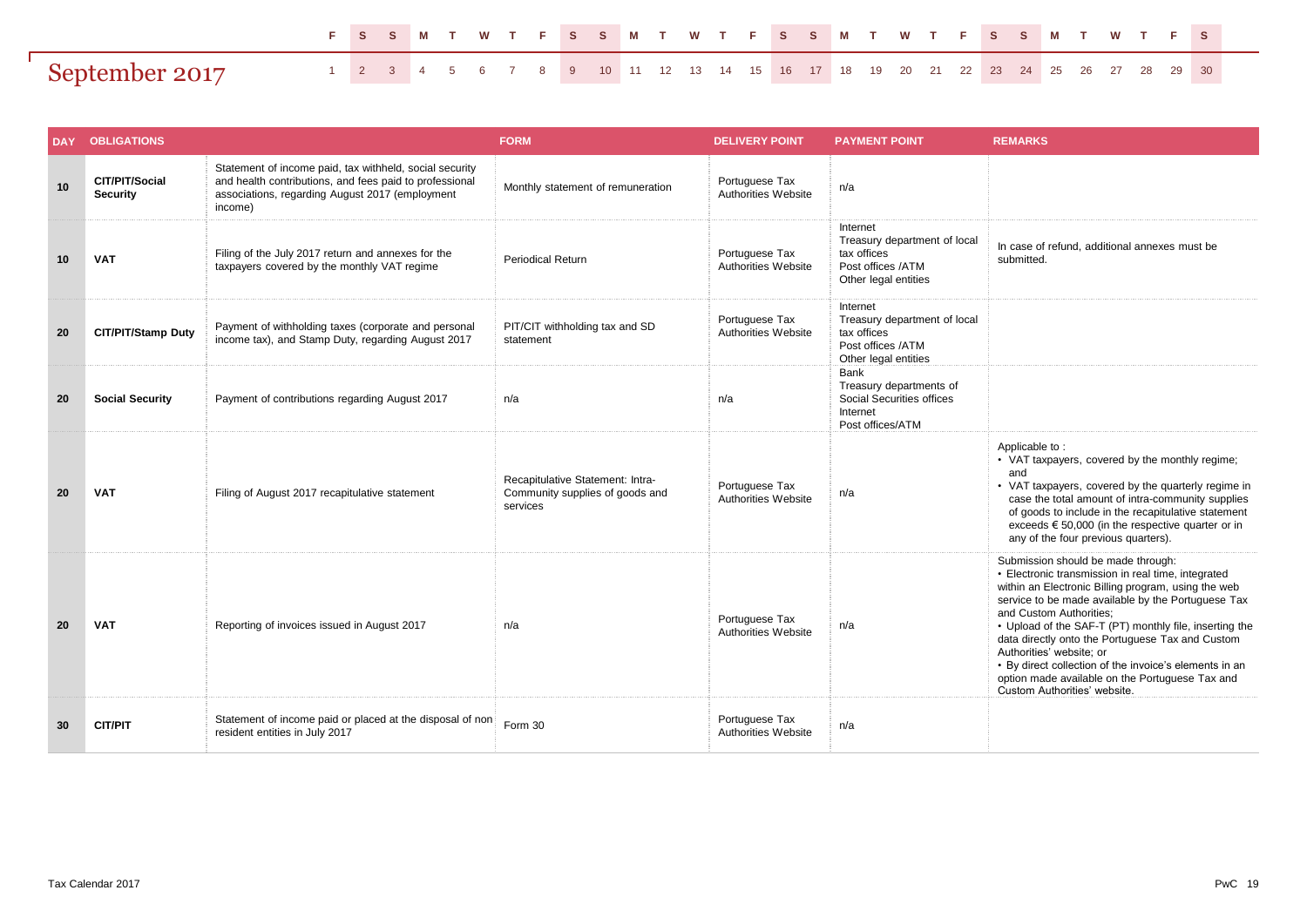# September 2017

| F | S | S | M | T | W | T | F | S | S | M | T | W | T | F | S | S | M | T | W | T | F | S | S | M | T | W | T | F | S |
|---|---|---|---|---|---|---|---|---|---|---|---|---|---|---|---|---|---|---|---|---|---|---|---|---|---|---|---|---|---|
| 1 | 2 | 3 | 4 | 5 | 6 | 7 | 8 | 9 | 10 | 11 | 12 | 13 | 14 | 15 | 16 | 17 | 18 | 19 | 20 | 21 | 22 | 23 | 24 | 25 | 26 | 27 | 28 | 29 | 30 |

| DAY | OBLIGATIONS | | FORM | DELIVERY POINT | PAYMENT POINT | REMARKS |
|---|---|---|---|---|---|---|
| 10 | **CIT/PIT/Social Security** | Statement of income paid, tax withheld, social security and health contributions, and fees paid to professional associations, regarding August 2017 (employment income) | Monthly statement of remuneration | Portuguese Tax Authorities Website | n/a | |
| 10 | **VAT** | Filing of the July 2017 return and annexes for the taxpayers covered by the monthly VAT regime | Periodical Return | Portuguese Tax Authorities Website | Internet<br>Treasury department of local tax offices<br>Post offices /ATM<br>Other legal entities | In case of refund, additional annexes must be submitted. |
| 20 | **CIT/PIT/Stamp Duty** | Payment of withholding taxes (corporate and personal income tax), and Stamp Duty, regarding August 2017 | PIT/CIT withholding tax and SD statement | Portuguese Tax Authorities Website | Internet<br>Treasury department of local tax offices<br>Post offices /ATM<br>Other legal entities | |
| 20 | **Social Security** | Payment of contributions regarding August 2017 | n/a | n/a | Bank<br>Treasury departments of Social Securities offices<br>Internet<br>Post offices/ATM | |
| 20 | **VAT** | Filing of August 2017 recapitulative statement | Recapitulative Statement: Intra-Community supplies of goods and services | Portuguese Tax Authorities Website | n/a | Applicable to :<br>• VAT taxpayers, covered by the monthly regime; and<br>• VAT taxpayers, covered by the quarterly regime in case the total amount of intra-community supplies of goods to include in the recapitulative statement exceeds € 50,000 (in the respective quarter or in any of the four previous quarters). |
| 20 | **VAT** | Reporting of invoices issued in August 2017 | n/a | Portuguese Tax Authorities Website | n/a | Submission should be made through:<br>• Electronic transmission in real time, integrated within an Electronic Billing program, using the web service to be made available by the Portuguese Tax and Custom Authorities;<br>• Upload of the SAF-T (PT) monthly file, inserting the data directly onto the Portuguese Tax and Custom Authorities' website; or<br>• By direct collection of the invoice's elements in an option made available on the Portuguese Tax and Custom Authorities' website. |
| 30 | **CIT/PIT** | Statement of income paid or placed at the disposal of non resident entities in July 2017 | Form 30 | Portuguese Tax Authorities Website | n/a | |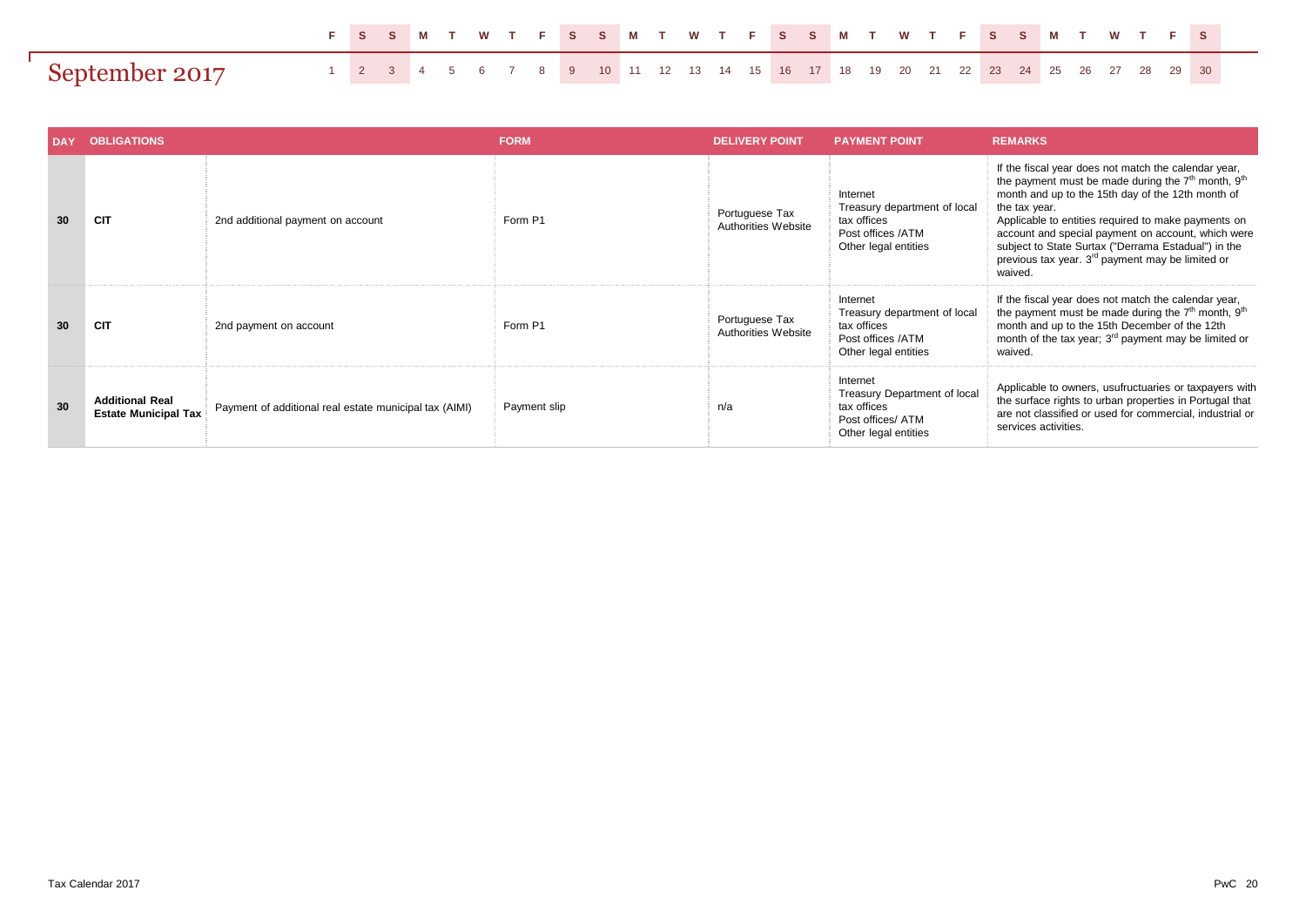# September 2017

| F | S | S | M | T | W | T | F | S | S | M | T | W | T | F | S | S | M | T | W | T | F | S | S | M | T | W | T | F | S |
|---|---|---|---|---|---|---|---|---|---|---|---|---|---|---|---|---|---|---|---|---|---|---|---|---|---|---|---|---|---|
| 1 | 2 | 3 | 4 | 5 | 6 | 7 | 8 | 9 | 10 | 11 | 12 | 13 | 14 | 15 | 16 | 17 | 18 | 19 | 20 | 21 | 22 | 23 | 24 | 25 | 26 | 27 | 28 | 29 | 30 |

| DAY | OBLIGATIONS | | FORM | DELIVERY POINT | PAYMENT POINT | REMARKS |
|---|---|---|---|---|---|---|
| 30 | **CIT** | 2nd additional payment on account | Form P1 | Portuguese Tax Authorities Website | Internet<br>Treasury department of local tax offices<br>Post offices /ATM<br>Other legal entities | If the fiscal year does not match the calendar year, the payment must be made during the 7th month, 9th month and up to the 15th day of the 12th month of the tax year.<br>Applicable to entities required to make payments on account and special payment on account, which were subject to State Surtax ("Derrama Estadual") in the previous tax year. 3rd payment may be limited or waived. |
| 30 | **CIT** | 2nd payment on account | Form P1 | Portuguese Tax Authorities Website | Internet<br>Treasury department of local tax offices<br>Post offices /ATM<br>Other legal entities | If the fiscal year does not match the calendar year, the payment must be made during the 7th month, 9th month and up to the 15th December of the 12th month of the tax year; 3rd payment may be limited or waived. |
| 30 | **Additional Real Estate Municipal Tax** | Payment of additional real estate municipal tax (AIMI) | Payment slip | n/a | Internet<br>Treasury Department of local tax offices<br>Post offices/ ATM<br>Other legal entities | Applicable to owners, usufructuaries or taxpayers with the surface rights to urban properties in Portugal that are not classified or used for commercial, industrial or services activities. |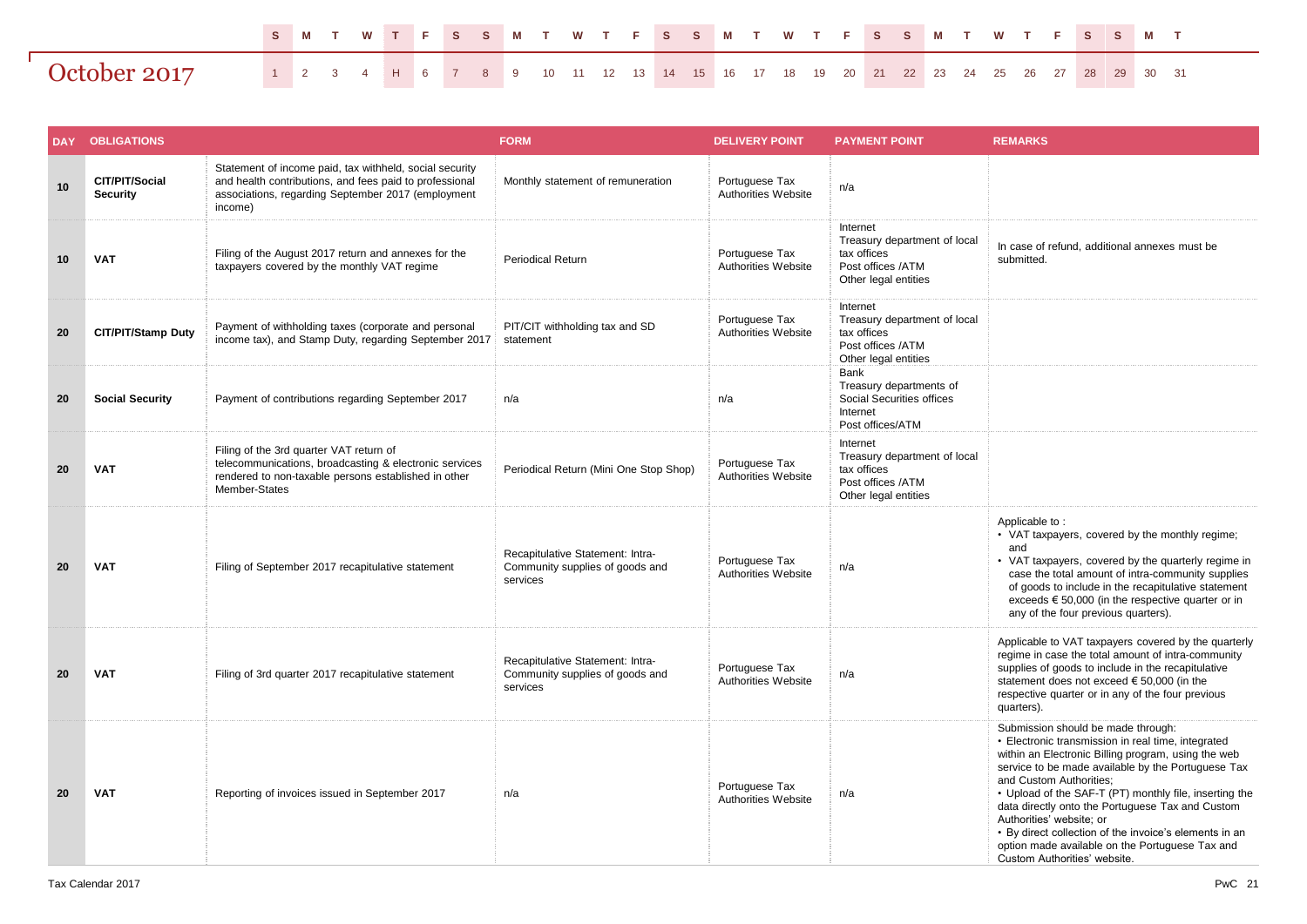# October 2017

| S | M | T | W | T | F | S | S | M | T | W | T | F | S | S | M | T | W | T | F | S | S | M | T | W | T | F | S | S | M | T |
|---|---|---|---|---|---|---|---|---|---|---|---|---|---|---|---|---|---|---|---|---|---|---|---|---|---|---|---|---|---|---|
| 1 | 2 | 3 | 4 | H | 6 | 7 | 8 | 9 | 10 | 11 | 12 | 13 | 14 | 15 | 16 | 17 | 18 | 19 | 20 | 21 | 22 | 23 | 24 | 25 | 26 | 27 | 28 | 29 | 30 | 31 |

| DAY | OBLIGATIONS | | FORM | DELIVERY POINT | PAYMENT POINT | REMARKS |
|---|---|---|---|---|---|---|
| 10 | **CIT/PIT/Social Security** | Statement of income paid, tax withheld, social security and health contributions, and fees paid to professional associations, regarding September 2017 (employment income) | Monthly statement of remuneration | Portuguese Tax Authorities Website | n/a | |
| 10 | **VAT** | Filing of the August 2017 return and annexes for the taxpayers covered by the monthly VAT regime | Periodical Return | Portuguese Tax Authorities Website | Internet<br>Treasury department of local tax offices<br>Post offices /ATM<br>Other legal entities | In case of refund, additional annexes must be submitted. |
| 20 | **CIT/PIT/Stamp Duty** | Payment of withholding taxes (corporate and personal income tax), and Stamp Duty, regarding September 2017 | PIT/CIT withholding tax and SD statement | Portuguese Tax Authorities Website | Internet<br>Treasury department of local tax offices<br>Post offices /ATM<br>Other legal entities | |
| 20 | **Social Security** | Payment of contributions regarding September 2017 | n/a | n/a | Bank<br>Treasury departments of Social Securities offices<br>Internet<br>Post offices/ATM | |
| 20 | **VAT** | Filing of the 3rd quarter VAT return of telecommunications, broadcasting & electronic services rendered to non-taxable persons established in other Member-States | Periodical Return (Mini One Stop Shop) | Portuguese Tax Authorities Website | Internet<br>Treasury department of local tax offices<br>Post offices /ATM<br>Other legal entities | |
| 20 | **VAT** | Filing of September 2017 recapitulative statement | Recapitulative Statement: Intra-Community supplies of goods and services | Portuguese Tax Authorities Website | n/a | Applicable to :<br>• VAT taxpayers, covered by the monthly regime; and<br>• VAT taxpayers, covered by the quarterly regime in case the total amount of intra-community supplies of goods to include in the recapitulative statement exceeds € 50,000 (in the respective quarter or in any of the four previous quarters). |
| 20 | **VAT** | Filing of 3rd quarter 2017 recapitulative statement | Recapitulative Statement: Intra-Community supplies of goods and services | Portuguese Tax Authorities Website | n/a | Applicable to VAT taxpayers covered by the quarterly regime in case the total amount of intra-community supplies of goods to include in the recapitulative statement does not exceed € 50,000 (in the respective quarter or in any of the four previous quarters). |
| 20 | **VAT** | Reporting of invoices issued in September 2017 | n/a | Portuguese Tax Authorities Website | n/a | Submission should be made through:<br>• Electronic transmission in real time, integrated within an Electronic Billing program, using the web service to be made available by the Portuguese Tax and Custom Authorities;<br>• Upload of the SAF-T (PT) monthly file, inserting the data directly onto the Portuguese Tax and Custom Authorities' website; or<br>• By direct collection of the invoice's elements in an option made available on the Portuguese Tax and Custom Authorities' website. |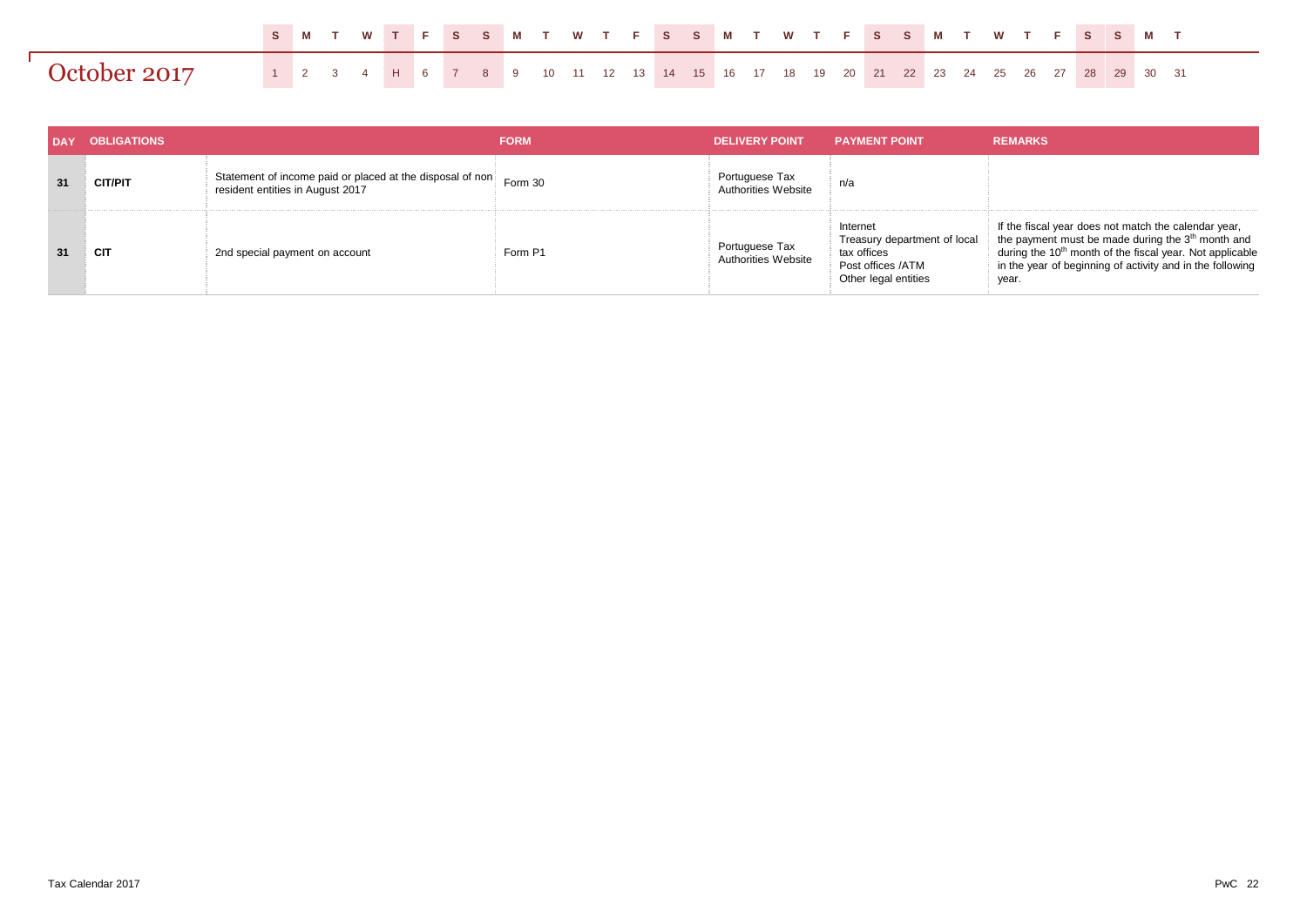# October 2017

| S | M | T | W | T | F | S | S | M | T | W | T | F | S | S | M | T | W | T | F | S | S | M | T | W | T | F | S | S | M | T |
|---|---|---|---|---|---|---|---|---|---|---|---|---|---|---|---|---|---|---|---|---|---|---|---|---|---|---|---|---|---|---|
| 1 | 2 | 3 | 4 | H | 6 | 7 | 8 | 9 | 10 | 11 | 12 | 13 | 14 | 15 | 16 | 17 | 18 | 19 | 20 | 21 | 22 | 23 | 24 | 25 | 26 | 27 | 28 | 29 | 30 | 31 |

| DAY | OBLIGATIONS | | FORM | DELIVERY POINT | PAYMENT POINT | REMARKS |
|---|---|---|---|---|---|---|
| 31 | **CIT/PIT** | Statement of income paid or placed at the disposal of non resident entities in August 2017 | Form 30 | Portuguese Tax Authorities Website | n/a | |
| 31 | **CIT** | 2nd special payment on account | Form P1 | Portuguese Tax Authorities Website | Internet<br>Treasury department of local tax offices<br>Post offices /ATM<br>Other legal entities | If the fiscal year does not match the calendar year, the payment must be made during the 3th month and during the 10th month of the fiscal year. Not applicable in the year of beginning of activity and in the following year. |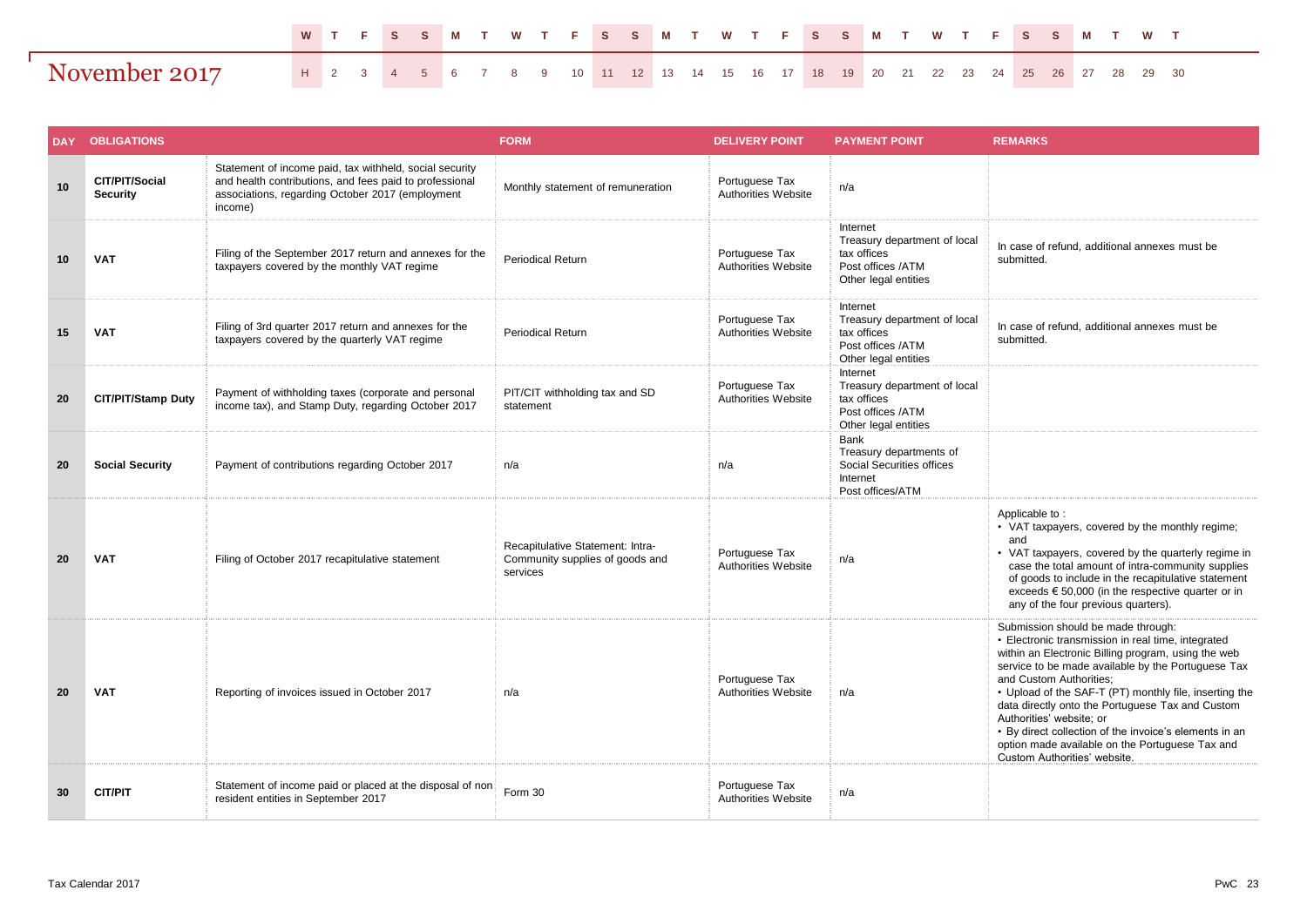# November 2017

| W | T | F | S | S | M | T | W | T | F | S | S | M | T | W | T | F | S | S | M | T | W | T | F | S | S | M | T | W | T |
|---|---|---|---|---|---|---|---|---|---|---|---|---|---|---|---|---|---|---|---|---|---|---|---|---|---|---|---|---|---|
| H | 2 | 3 | 4 | 5 | 6 | 7 | 8 | 9 | 10 | 11 | 12 | 13 | 14 | 15 | 16 | 17 | 18 | 19 | 20 | 21 | 22 | 23 | 24 | 25 | 26 | 27 | 28 | 29 | 30 |

| DAY | OBLIGATIONS | | FORM | DELIVERY POINT | PAYMENT POINT | REMARKS |
|---|---|---|---|---|---|---|
| 10 | **CIT/PIT/Social Security** | Statement of income paid, tax withheld, social security and health contributions, and fees paid to professional associations, regarding October 2017 (employment income) | Monthly statement of remuneration | Portuguese Tax Authorities Website | n/a | |
| 10 | **VAT** | Filing of the September 2017 return and annexes for the taxpayers covered by the monthly VAT regime | Periodical Return | Portuguese Tax Authorities Website | Internet<br>Treasury department of local tax offices<br>Post offices /ATM<br>Other legal entities | In case of refund, additional annexes must be submitted. |
| 15 | **VAT** | Filing of 3rd quarter 2017 return and annexes for the taxpayers covered by the quarterly VAT regime | Periodical Return | Portuguese Tax Authorities Website | Internet<br>Treasury department of local tax offices<br>Post offices /ATM<br>Other legal entities | In case of refund, additional annexes must be submitted. |
| 20 | **CIT/PIT/Stamp Duty** | Payment of withholding taxes (corporate and personal income tax), and Stamp Duty, regarding October 2017 | PIT/CIT withholding tax and SD statement | Portuguese Tax Authorities Website | Internet<br>Treasury department of local tax offices<br>Post offices /ATM<br>Other legal entities | |
| 20 | **Social Security** | Payment of contributions regarding October 2017 | n/a | n/a | Bank<br>Treasury departments of Social Securities offices<br>Internet<br>Post offices/ATM | |
| 20 | **VAT** | Filing of October 2017 recapitulative statement | Recapitulative Statement: Intra-Community supplies of goods and services | Portuguese Tax Authorities Website | n/a | Applicable to :<br>• VAT taxpayers, covered by the monthly regime; and<br>• VAT taxpayers, covered by the quarterly regime in case the total amount of intra-community supplies of goods to include in the recapitulative statement exceeds € 50,000 (in the respective quarter or in any of the four previous quarters). |
| 20 | **VAT** | Reporting of invoices issued in October 2017 | n/a | Portuguese Tax Authorities Website | n/a | Submission should be made through:<br>• Electronic transmission in real time, integrated within an Electronic Billing program, using the web service to be made available by the Portuguese Tax and Custom Authorities;<br>• Upload of the SAF-T (PT) monthly file, inserting the data directly onto the Portuguese Tax and Custom Authorities' website; or<br>• By direct collection of the invoice's elements in an option made available on the Portuguese Tax and Custom Authorities' website. |
| 30 | **CIT/PIT** | Statement of income paid or placed at the disposal of non resident entities in September 2017 | Form 30 | Portuguese Tax Authorities Website | n/a | |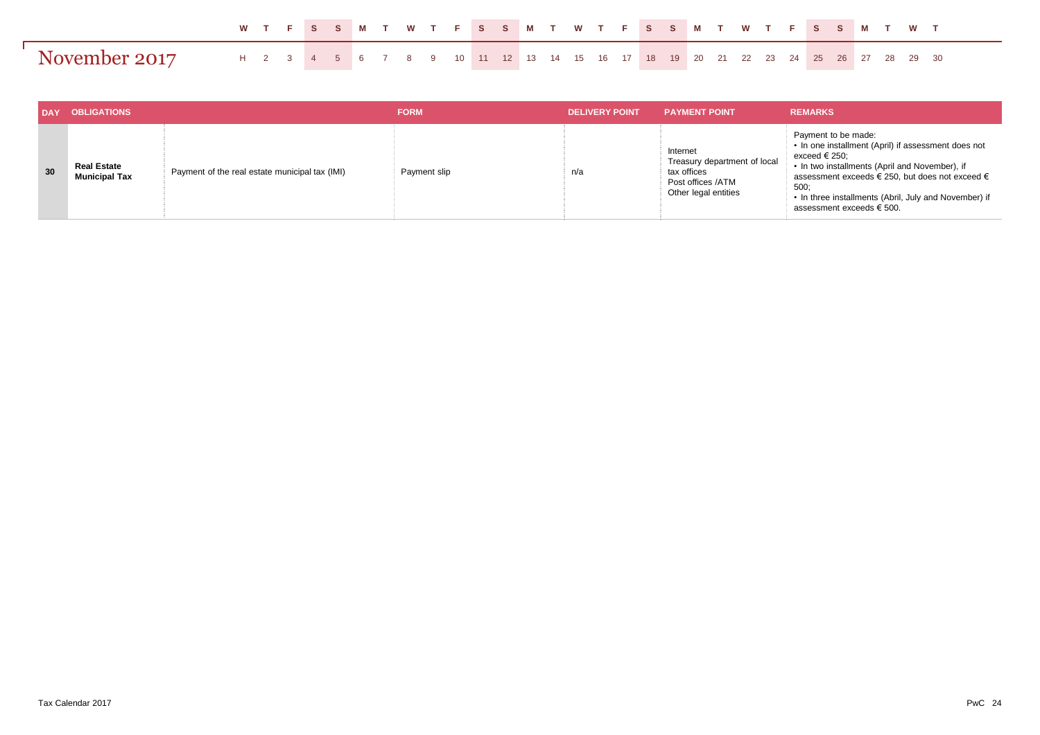# November 2017

| W | T | F | S | S | M | T | W | T | F | S | S | M | T | W | T | F | S | S | M | T | W | T | F | S | S | M | T | W | T |
|---|---|---|---|---|---|---|---|---|---|---|---|---|---|---|---|---|---|---|---|---|---|---|---|---|---|---|---|---|---|
| H | 2 | 3 | 4 | 5 | 6 | 7 | 8 | 9 | 10 | 11 | 12 | 13 | 14 | 15 | 16 | 17 | 18 | 19 | 20 | 21 | 22 | 23 | 24 | 25 | 26 | 27 | 28 | 29 | 30 |

| DAY | OBLIGATIONS | | FORM | DELIVERY POINT | PAYMENT POINT | REMARKS |
|---|---|---|---|---|---|---|
| 30 | **Real Estate Municipal Tax** | Payment of the real estate municipal tax (IMI) | Payment slip | n/a | Internet<br>Treasury department of local tax offices<br>Post offices /ATM<br>Other legal entities | Payment to be made:<br>• In one installment (April) if assessment does not exceed € 250;<br>• In two installments (April and November), if assessment exceeds € 250, but does not exceed € 500;<br>• In three installments (Abril, July and November) if assessment exceeds € 500. |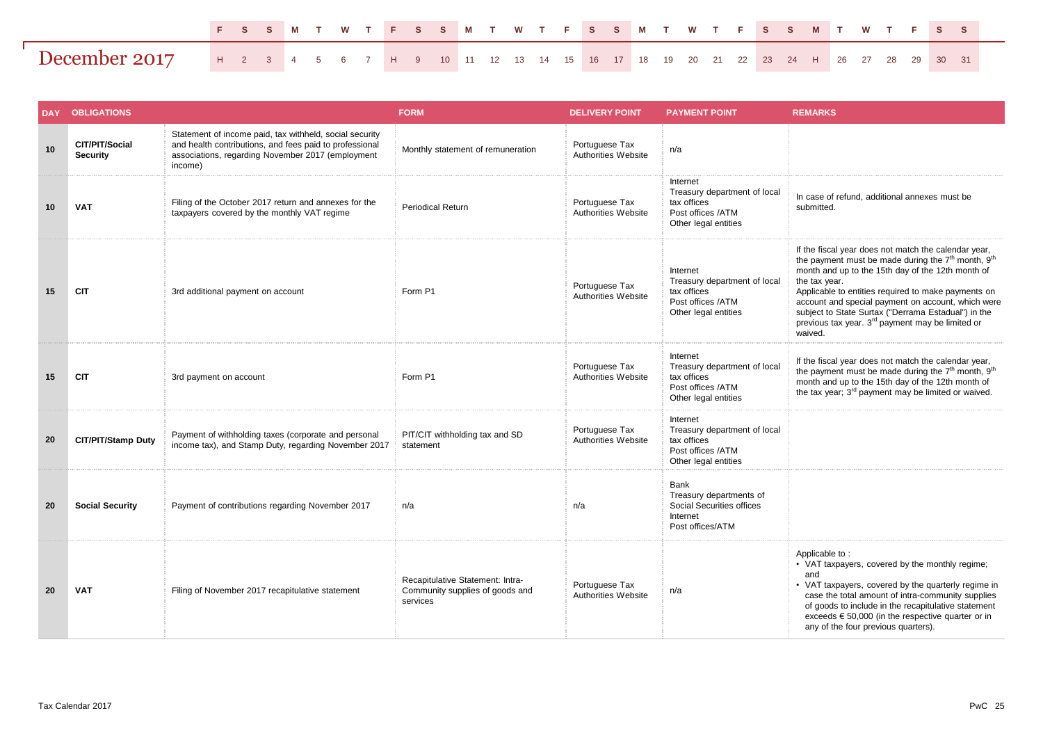# December 2017

| F | S | S | M | T | W | T | F | S | S | M | T | W | T | F | S | S | M | T | W | T | F | S | S | M | T | W | T | F | S | S |
|---|---|---|---|---|---|---|---|---|---|---|---|---|---|---|---|---|---|---|---|---|---|---|---|---|---|---|---|---|---|---|
| H | 2 | 3 | 4 | 5 | 6 | 7 | H | 9 | 10 | 11 | 12 | 13 | 14 | 15 | 16 | 17 | 18 | 19 | 20 | 21 | 22 | 23 | 24 | H | 26 | 27 | 28 | 29 | 30 | 31 |

| DAY | OBLIGATIONS | | FORM | DELIVERY POINT | PAYMENT POINT | REMARKS |
|---|---|---|---|---|---|---|
| 10 | CIT/PIT/Social Security | Statement of income paid, tax withheld, social security and health contributions, and fees paid to professional associations, regarding November 2017 (employment income) | Monthly statement of remuneration | Portuguese Tax Authorities Website | n/a | |
| 10 | VAT | Filing of the October 2017 return and annexes for the taxpayers covered by the monthly VAT regime | Periodical Return | Portuguese Tax Authorities Website | Internet<br>Treasury department of local tax offices<br>Post offices /ATM<br>Other legal entities | In case of refund, additional annexes must be submitted. |
| 15 | CIT | 3rd additional payment on account | Form P1 | Portuguese Tax Authorities Website | Internet<br>Treasury department of local tax offices<br>Post offices /ATM<br>Other legal entities | If the fiscal year does not match the calendar year, the payment must be made during the 7th month, 9th month and up to the 15th day of the 12th month of the tax year.<br>Applicable to entities required to make payments on account and special payment on account, which were subject to State Surtax ("Derrama Estadual") in the previous tax year. 3rd payment may be limited or waived. |
| 15 | CIT | 3rd payment on account | Form P1 | Portuguese Tax Authorities Website | Internet<br>Treasury department of local tax offices<br>Post offices /ATM<br>Other legal entities | If the fiscal year does not match the calendar year, the payment must be made during the 7th month, 9th month and up to the 15th day of the 12th month of the tax year; 3rd payment may be limited or waived. |
| 20 | CIT/PIT/Stamp Duty | Payment of withholding taxes (corporate and personal income tax), and Stamp Duty, regarding November 2017 | PIT/CIT withholding tax and SD statement | Portuguese Tax Authorities Website | Internet<br>Treasury department of local tax offices<br>Post offices /ATM<br>Other legal entities | |
| 20 | Social Security | Payment of contributions regarding November 2017 | n/a | n/a | Bank<br>Treasury departments of Social Securities offices<br>Internet<br>Post offices/ATM | |
| 20 | VAT | Filing of November 2017 recapitulative statement | Recapitulative Statement: Intra-Community supplies of goods and services | Portuguese Tax Authorities Website | n/a | Applicable to :<br>• VAT taxpayers, covered by the monthly regime; and<br>• VAT taxpayers, covered by the quarterly regime in case the total amount of intra-community supplies of goods to include in the recapitulative statement exceeds € 50,000 (in the respective quarter or in any of the four previous quarters). |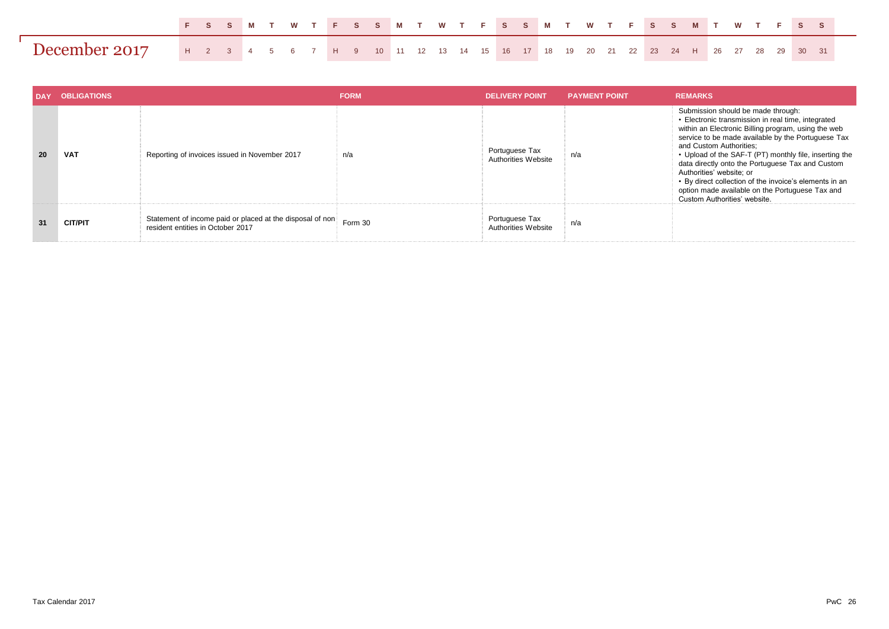# December 2017

| F | S | S | M | T | W | T | F | S | S | M | T | W | T | F | S | S | M | T | W | T | F | S | S | M | T | W | T | F | S | S |
|---|---|---|---|---|---|---|---|---|---|---|---|---|---|---|---|---|---|---|---|---|---|---|---|---|---|---|---|---|---|---|
| H | 2 | 3 | 4 | 5 | 6 | 7 | H | 9 | 10 | 11 | 12 | 13 | 14 | 15 | 16 | 17 | 18 | 19 | 20 | 21 | 22 | 23 | 24 | H | 26 | 27 | 28 | 29 | 30 | 31 |

| DAY | OBLIGATIONS | | FORM | DELIVERY POINT | PAYMENT POINT | REMARKS |
|---|---|---|---|---|---|---|
| 20 | VAT | Reporting of invoices issued in November 2017 | n/a | Portuguese Tax Authorities Website | n/a | Submission should be made through:<br>• Electronic transmission in real time, integrated within an Electronic Billing program, using the web service to be made available by the Portuguese Tax and Custom Authorities;<br>• Upload of the SAF-T (PT) monthly file, inserting the data directly onto the Portuguese Tax and Custom Authorities' website; or<br>• By direct collection of the invoice's elements in an option made available on the Portuguese Tax and Custom Authorities' website. |
| 31 | CIT/PIT | Statement of income paid or placed at the disposal of non resident entities in October 2017 | Form 30 | Portuguese Tax Authorities Website | n/a | |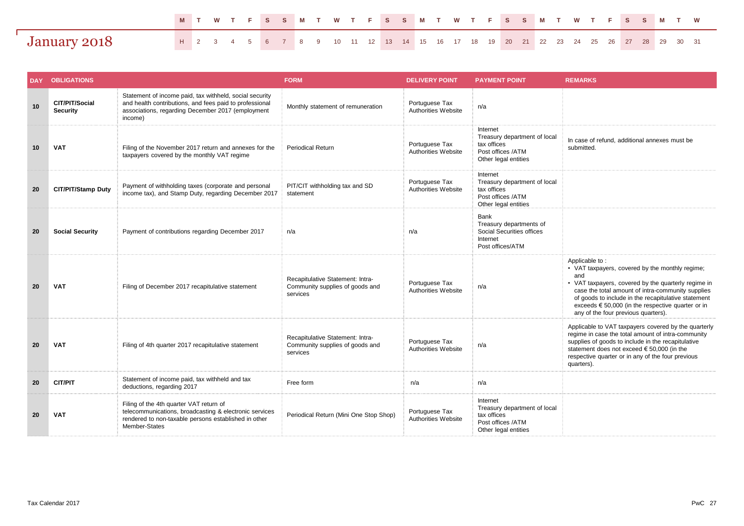# January 2018

| M | T | W | T | F | S | S | M | T | W | T | F | S | S | M | T | W | T | F | S | S | M | T | W | T | F | S | S | M | T | W |
|---|---|---|---|---|---|---|---|---|---|---|---|---|---|---|---|---|---|---|---|---|---|---|---|---|---|---|---|---|---|---|
| H | 2 | 3 | 4 | 5 | 6 | 7 | 8 | 9 | 10 | 11 | 12 | 13 | 14 | 15 | 16 | 17 | 18 | 19 | 20 | 21 | 22 | 23 | 24 | 25 | 26 | 27 | 28 | 29 | 30 | 31 |

| DAY | OBLIGATIONS | | FORM | DELIVERY POINT | PAYMENT POINT | REMARKS |
|---|---|---|---|---|---|---|
| 10 | **CIT/PIT/Social Security** | Statement of income paid, tax withheld, social security and health contributions, and fees paid to professional associations, regarding December 2017 (employment income) | Monthly statement of remuneration | Portuguese Tax Authorities Website | n/a | |
| 10 | **VAT** | Filing of the November 2017 return and annexes for the taxpayers covered by the monthly VAT regime | Periodical Return | Portuguese Tax Authorities Website | Internet<br>Treasury department of local tax offices<br>Post offices /ATM<br>Other legal entities | In case of refund, additional annexes must be submitted. |
| 20 | **CIT/PIT/Stamp Duty** | Payment of withholding taxes (corporate and personal income tax), and Stamp Duty, regarding December 2017 | PIT/CIT withholding tax and SD statement | Portuguese Tax Authorities Website | Internet<br>Treasury department of local tax offices<br>Post offices /ATM<br>Other legal entities | |
| 20 | **Social Security** | Payment of contributions regarding December 2017 | n/a | n/a | Bank<br>Treasury departments of Social Securities offices<br>Internet<br>Post offices/ATM | |
| 20 | **VAT** | Filing of December 2017 recapitulative statement | Recapitulative Statement: Intra-Community supplies of goods and services | Portuguese Tax Authorities Website | n/a | Applicable to :<br>• VAT taxpayers, covered by the monthly regime; and<br>• VAT taxpayers, covered by the quarterly regime in case the total amount of intra-community supplies of goods to include in the recapitulative statement exceeds € 50,000 (in the respective quarter or in any of the four previous quarters). |
| 20 | **VAT** | Filing of 4th quarter 2017 recapitulative statement | Recapitulative Statement: Intra-Community supplies of goods and services | Portuguese Tax Authorities Website | n/a | Applicable to VAT taxpayers covered by the quarterly regime in case the total amount of intra-community supplies of goods to include in the recapitulative statement does not exceed € 50,000 (in the respective quarter or in any of the four previous quarters). |
| 20 | **CIT/PIT** | Statement of income paid, tax withheld and tax deductions, regarding 2017 | Free form | n/a | n/a | |
| 20 | **VAT** | Filing of the 4th quarter VAT return of telecommunications, broadcasting & electronic services rendered to non-taxable persons established in other Member-States | Periodical Return (Mini One Stop Shop) | Portuguese Tax Authorities Website | Internet<br>Treasury department of local tax offices<br>Post offices /ATM<br>Other legal entities | |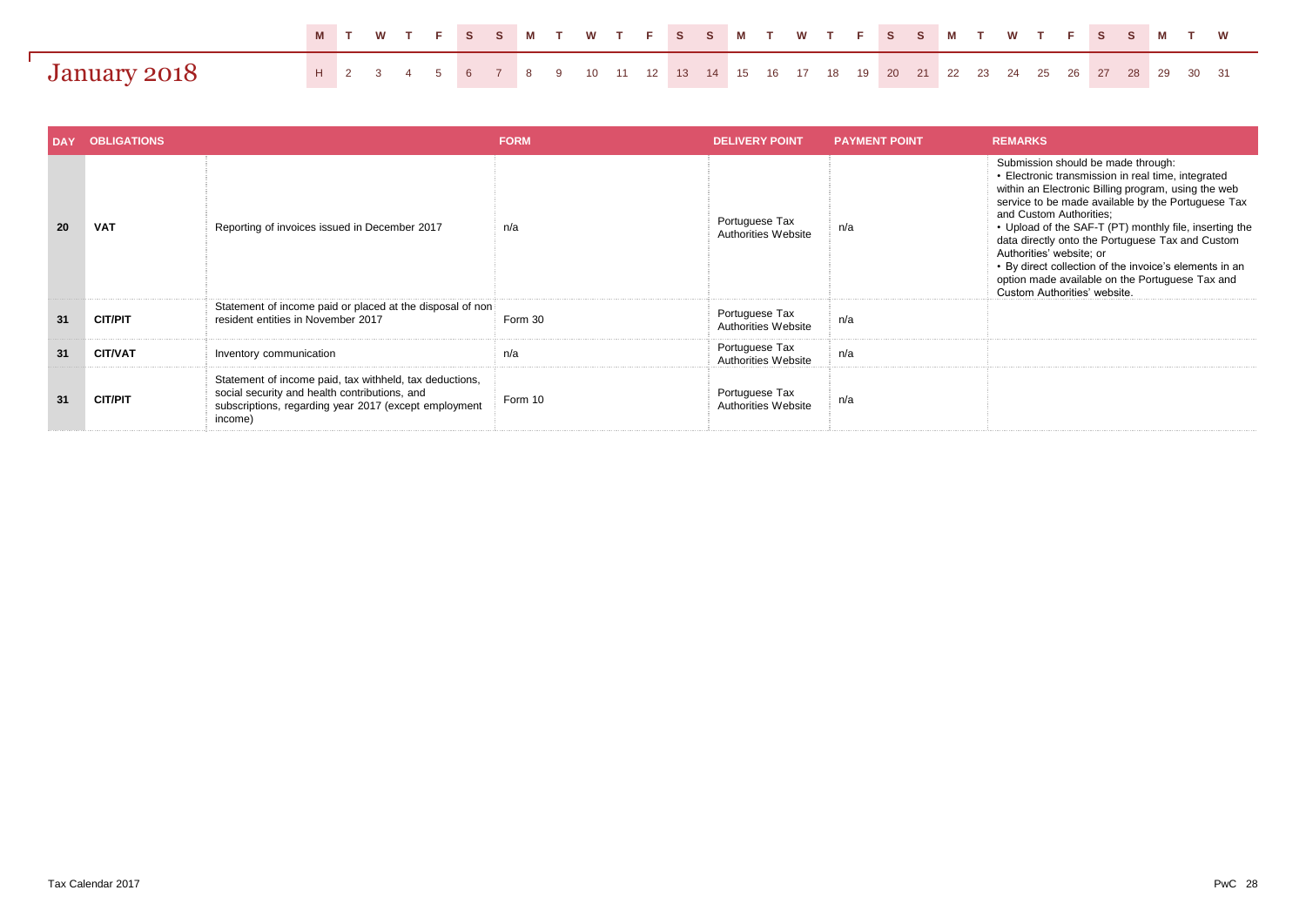# January 2018

| M | T | W | T | F | S | S | M | T | W | T | F | S | S | M | T | W | T | F | S | S | M | T | W | T | F | S | S | M | T | W |
|---|---|---|---|---|---|---|---|---|---|---|---|---|---|---|---|---|---|---|---|---|---|---|---|---|---|---|---|---|---|---|
| H | 2 | 3 | 4 | 5 | 6 | 7 | 8 | 9 | 10 | 11 | 12 | 13 | 14 | 15 | 16 | 17 | 18 | 19 | 20 | 21 | 22 | 23 | 24 | 25 | 26 | 27 | 28 | 29 | 30 | 31 |

| DAY | OBLIGATIONS | | FORM | DELIVERY POINT | PAYMENT POINT | REMARKS |
|---|---|---|---|---|---|---|
| 20 | VAT | Reporting of invoices issued in December 2017 | n/a | Portuguese Tax Authorities Website | n/a | Submission should be made through:<br>• Electronic transmission in real time, integrated within an Electronic Billing program, using the web service to be made available by the Portuguese Tax and Custom Authorities;<br>• Upload of the SAF-T (PT) monthly file, inserting the data directly onto the Portuguese Tax and Custom Authorities' website; or<br>• By direct collection of the invoice's elements in an option made available on the Portuguese Tax and Custom Authorities' website. |
| 31 | CIT/PIT | Statement of income paid or placed at the disposal of non resident entities in November 2017 | Form 30 | Portuguese Tax Authorities Website | n/a | |
| 31 | CIT/VAT | Inventory communication | n/a | Portuguese Tax Authorities Website | n/a | |
| 31 | CIT/PIT | Statement of income paid, tax withheld, tax deductions, social security and health contributions, and subscriptions, regarding year 2017 (except employment income) | Form 10 | Portuguese Tax Authorities Website | n/a | |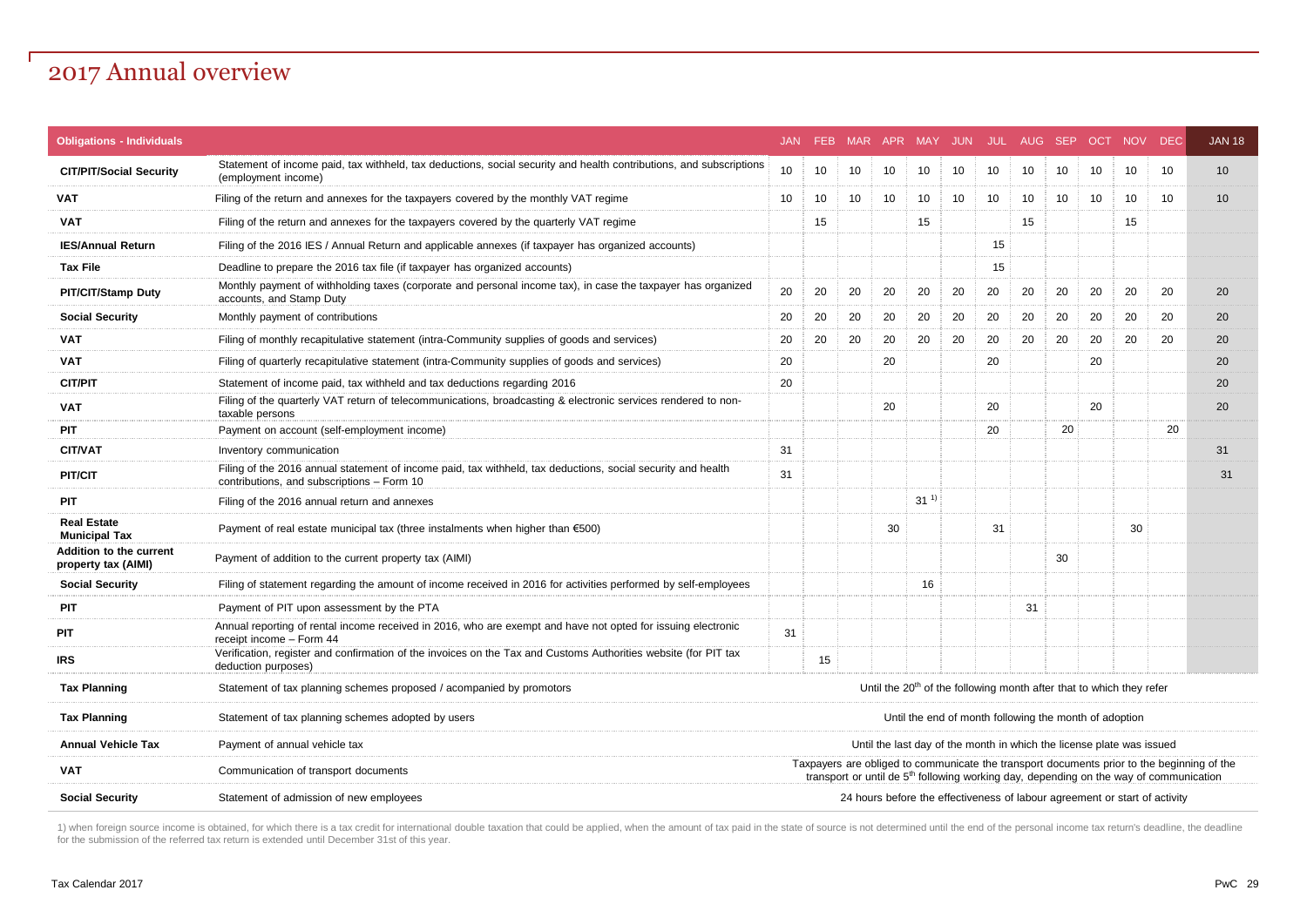# 2017 Annual overview

| Obligations - Individuals | | JAN | FEB | MAR | APR | MAY | JUN | JUL | AUG | SEP | OCT | NOV | DEC | JAN 18 |
|---|---|---|---|---|---|---|---|---|---|---|---|---|---|---|
| **CIT/PIT/Social Security** | Statement of income paid, tax withheld, tax deductions, social security and health contributions, and subscriptions (employment income) | 10 | 10 | 10 | 10 | 10 | 10 | 10 | 10 | 10 | 10 | 10 | 10 | 10 |
| **VAT** | Filing of the return and annexes for the taxpayers covered by the monthly VAT regime | 10 | 10 | 10 | 10 | 10 | 10 | 10 | 10 | 10 | 10 | 10 | 10 | 10 |
| **VAT** | Filing of the return and annexes for the taxpayers covered by the quarterly VAT regime | | 15 | | | 15 | | | 15 | | | 15 | | |
| **IES/Annual Return** | Filing of the 2016 IES / Annual Return and applicable annexes (if taxpayer has organized accounts) | | | | | | | 15 | | | | | | |
| **Tax File** | Deadline to prepare the 2016 tax file (if taxpayer has organized accounts) | | | | | | | 15 | | | | | | |
| **PIT/CIT/Stamp Duty** | Monthly payment of withholding taxes (corporate and personal income tax), in case the taxpayer has organized accounts, and Stamp Duty | 20 | 20 | 20 | 20 | 20 | 20 | 20 | 20 | 20 | 20 | 20 | 20 | 20 |
| **Social Security** | Monthly payment of contributions | 20 | 20 | 20 | 20 | 20 | 20 | 20 | 20 | 20 | 20 | 20 | 20 | 20 |
| **VAT** | Filing of monthly recapitulative statement (intra-Community supplies of goods and services) | 20 | 20 | 20 | 20 | 20 | 20 | 20 | 20 | 20 | 20 | 20 | 20 | 20 |
| **VAT** | Filing of quarterly recapitulative statement (intra-Community supplies of goods and services) | 20 | | | 20 | | | 20 | | | 20 | | | 20 |
| **CIT/PIT** | Statement of income paid, tax withheld and tax deductions regarding 2016 | 20 | | | | | | | | | | | | 20 |
| **VAT** | Filing of the quarterly VAT return of telecommunications, broadcasting & electronic services rendered to non-taxable persons | | | | 20 | | | 20 | | | 20 | | | 20 |
| **PIT** | Payment on account (self-employment income) | | | | | | | 20 | | 20 | | | 20 | |
| **CIT/VAT** | Inventory communication | 31 | | | | | | | | | | | | 31 |
| **PIT/CIT** | Filing of the 2016 annual statement of income paid, tax withheld, tax deductions, social security and health contributions, and subscriptions – Form 10 | 31 | | | | | | | | | | | | 31 |
| **PIT** | Filing of the 2016 annual return and annexes | | | | | 31 [1] | | | | | | | | |
| **Real Estate Municipal Tax** | Payment of real estate municipal tax (three instalments when higher than €500) | | | | 30 | | | 31 | | | | 30 | | |
| **Addition to the current property tax (AIMI)** | Payment of addition to the current property tax (AIMI) | | | | | | | | | 30 | | | | |
| **Social Security** | Filing of statement regarding the amount of income received in 2016 for activities performed by self-employees | | | | | 16 | | | | | | | | |
| **PIT** | Payment of PIT upon assessment by the PTA | | | | | | | | 31 | | | | | |
| **PIT** | Annual reporting of rental income received in 2016, who are exempt and have not opted for issuing electronic receipt income – Form 44 | 31 | | | | | | | | | | | | |
| **IRS** | Verification, register and confirmation of the invoices on the Tax and Customs Authorities website (for PIT tax deduction purposes) | | 15 | | | | | | | | | | | |
| **Tax Planning** | Statement of tax planning schemes proposed / acompanied by promotors | Until the 20th of the following month after that to which they refer | | | | | | | | | | | | |
| **Tax Planning** | Statement of tax planning schemes adopted by users | Until the end of month following the month of adoption | | | | | | | | | | | | |
| **Annual Vehicle Tax** | Payment of annual vehicle tax | Until the last day of the month in which the license plate was issued | | | | | | | | | | | | |
| **VAT** | Communication of transport documents | Taxpayers are obliged to communicate the transport documents prior to the beginning of the transport or until de 5th following working day, depending on the way of communication | | | | | | | | | | | | |
| **Social Security** | Statement of admission of new employees | 24 hours before the effectiveness of labour agreement or start of activity | | | | | | | | | | | | |

1) when foreign source income is obtained, for which there is a tax credit for international double taxation that could be applied, when the amount of tax paid in the state of source is not determined until the end of the personal income tax return's deadline, the deadline for the submission of the referred tax return is extended until December 31st of this year.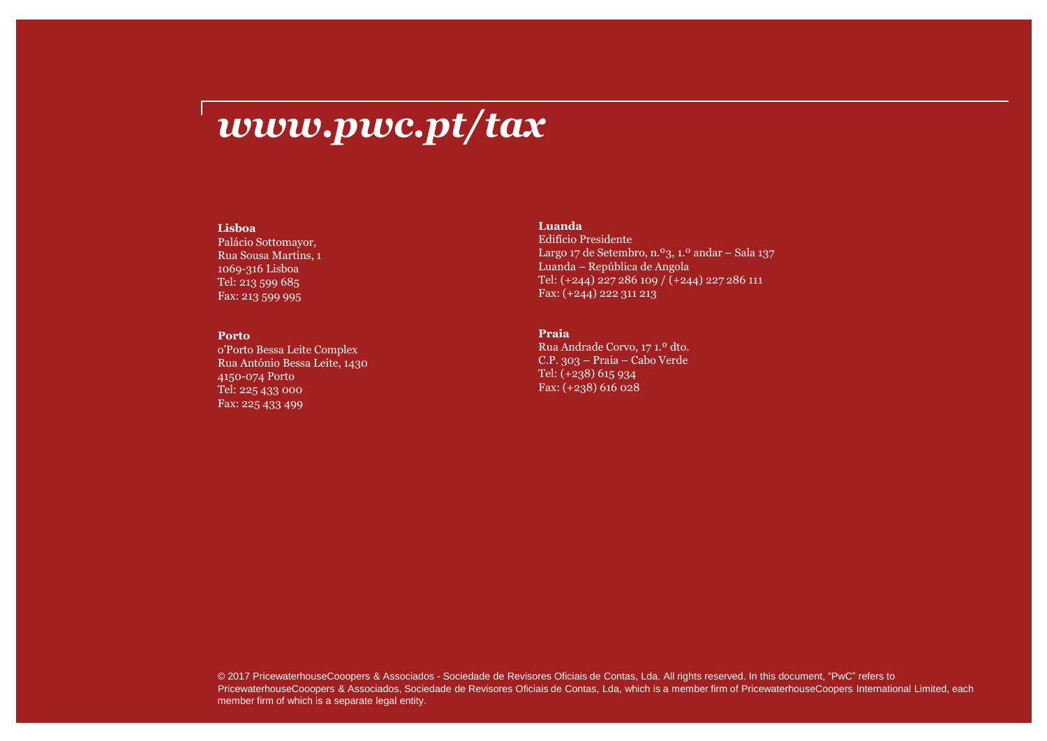# *www.pwc.pt/tax*

**Lisboa**
Palácio Sottomayor,
Rua Sousa Martins, 1
1069-316 Lisboa
Tel: 213 599 685
Fax: 213 599 995

**Porto**
o'Porto Bessa Leite Complex
Rua António Bessa Leite, 1430
4150-074 Porto
Tel: 225 433 000
Fax: 225 433 499

**Luanda**
Edifício Presidente
Largo 17 de Setembro, n.º3, 1.º andar – Sala 137
Luanda – República de Angola
Tel: (+244) 227 286 109 / (+244) 227 286 111
Fax: (+244) 222 311 213

**Praia**
Rua Andrade Corvo, 17 1.º dto.
C.P. 303 – Praia – Cabo Verde
Tel: (+238) 615 934
Fax: (+238) 616 028

© 2017 PricewaterhouseCooopers & Associados - Sociedade de Revisores Oficiais de Contas, Lda. All rights reserved. In this document, "PwC" refers to PricewaterhouseCooopers & Associados, Sociedade de Revisores Oficiais de Contas, Lda, which is a member firm of PricewaterhouseCoopers International Limited, each member firm of which is a separate legal entity.